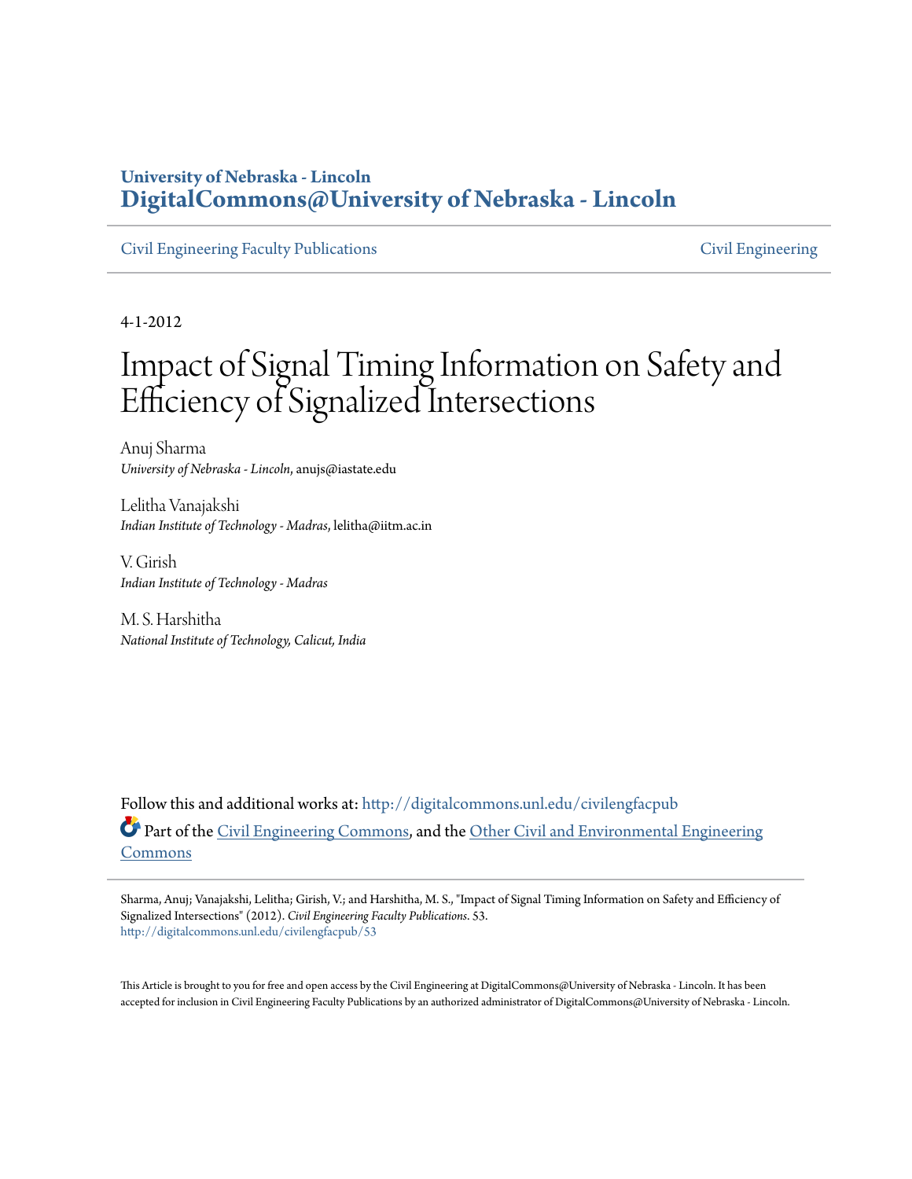**University of Nebraska - Lincoln**
**DigitalCommons@University of Nebraska - Lincoln**

Civil Engineering Faculty Publications | Civil Engineering

4-1-2012

# Impact of Signal Timing Information on Safety and Efficiency of Signalized Intersections

Anuj Sharma
*University of Nebraska - Lincoln*, anujs@iastate.edu

Lelitha Vanajakshi
*Indian Institute of Technology - Madras*, lelitha@iitm.ac.in

V. Girish
*Indian Institute of Technology - Madras*

M. S. Harshitha
*National Institute of Technology, Calicut, India*

Follow this and additional works at: http://digitalcommons.unl.edu/civilengfacpub

Part of the Civil Engineering Commons, and the Other Civil and Environmental Engineering Commons

Sharma, Anuj; Vanajakshi, Lelitha; Girish, V.; and Harshitha, M. S., "Impact of Signal Timing Information on Safety and Efficiency of Signalized Intersections" (2012). *Civil Engineering Faculty Publications*. 53.
http://digitalcommons.unl.edu/civilengfacpub/53

This Article is brought to you for free and open access by the Civil Engineering at DigitalCommons@University of Nebraska - Lincoln. It has been accepted for inclusion in Civil Engineering Faculty Publications by an authorized administrator of DigitalCommons@University of Nebraska - Lincoln.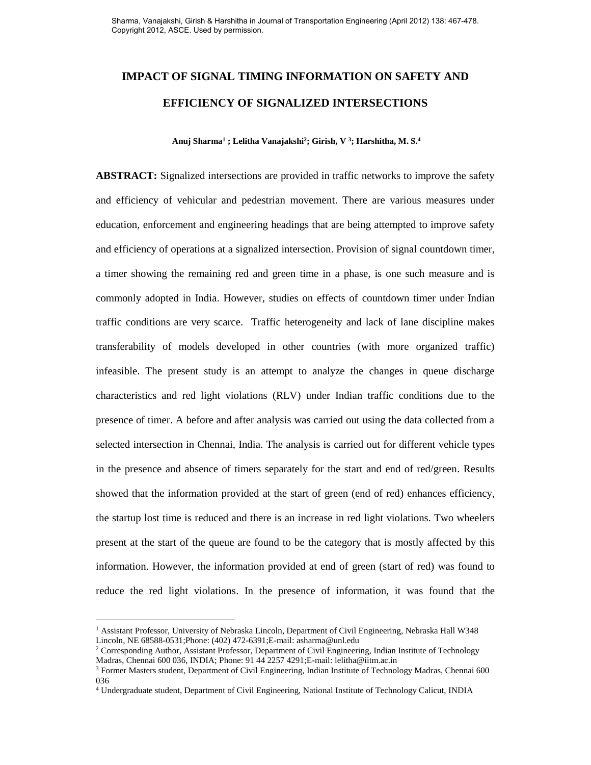Sharma, Vanajakshi, Girish & Harshitha in Journal of Transportation Engineering (April 2012) 138: 467-478. Copyright 2012, ASCE. Used by permission.

# IMPACT OF SIGNAL TIMING INFORMATION ON SAFETY AND EFFICIENCY OF SIGNALIZED INTERSECTIONS

**Anuj Sharma[1] ; Lelitha Vanajakshi[2]; Girish, V [3]; Harshitha, M. S.[4]**

**ABSTRACT:** Signalized intersections are provided in traffic networks to improve the safety and efficiency of vehicular and pedestrian movement. There are various measures under education, enforcement and engineering headings that are being attempted to improve safety and efficiency of operations at a signalized intersection. Provision of signal countdown timer, a timer showing the remaining red and green time in a phase, is one such measure and is commonly adopted in India. However, studies on effects of countdown timer under Indian traffic conditions are very scarce. Traffic heterogeneity and lack of lane discipline makes transferability of models developed in other countries (with more organized traffic) infeasible. The present study is an attempt to analyze the changes in queue discharge characteristics and red light violations (RLV) under Indian traffic conditions due to the presence of timer. A before and after analysis was carried out using the data collected from a selected intersection in Chennai, India. The analysis is carried out for different vehicle types in the presence and absence of timers separately for the start and end of red/green. Results showed that the information provided at the start of green (end of red) enhances efficiency, the startup lost time is reduced and there is an increase in red light violations. Two wheelers present at the start of the queue are found to be the category that is mostly affected by this information. However, the information provided at end of green (start of red) was found to reduce the red light violations. In the presence of information, it was found that the

---

[1] Assistant Professor, University of Nebraska Lincoln, Department of Civil Engineering, Nebraska Hall W348 Lincoln, NE 68588-0531;Phone: (402) 472-6391;E-mail: asharma@unl.edu

[2] Corresponding Author, Assistant Professor, Department of Civil Engineering, Indian Institute of Technology Madras, Chennai 600 036, INDIA; Phone: 91 44 2257 4291;E-mail: lelitha@iitm.ac.in

[3] Former Masters student, Department of Civil Engineering, Indian Institute of Technology Madras, Chennai 600 036

[4] Undergraduate student, Department of Civil Engineering, National Institute of Technology Calicut, INDIA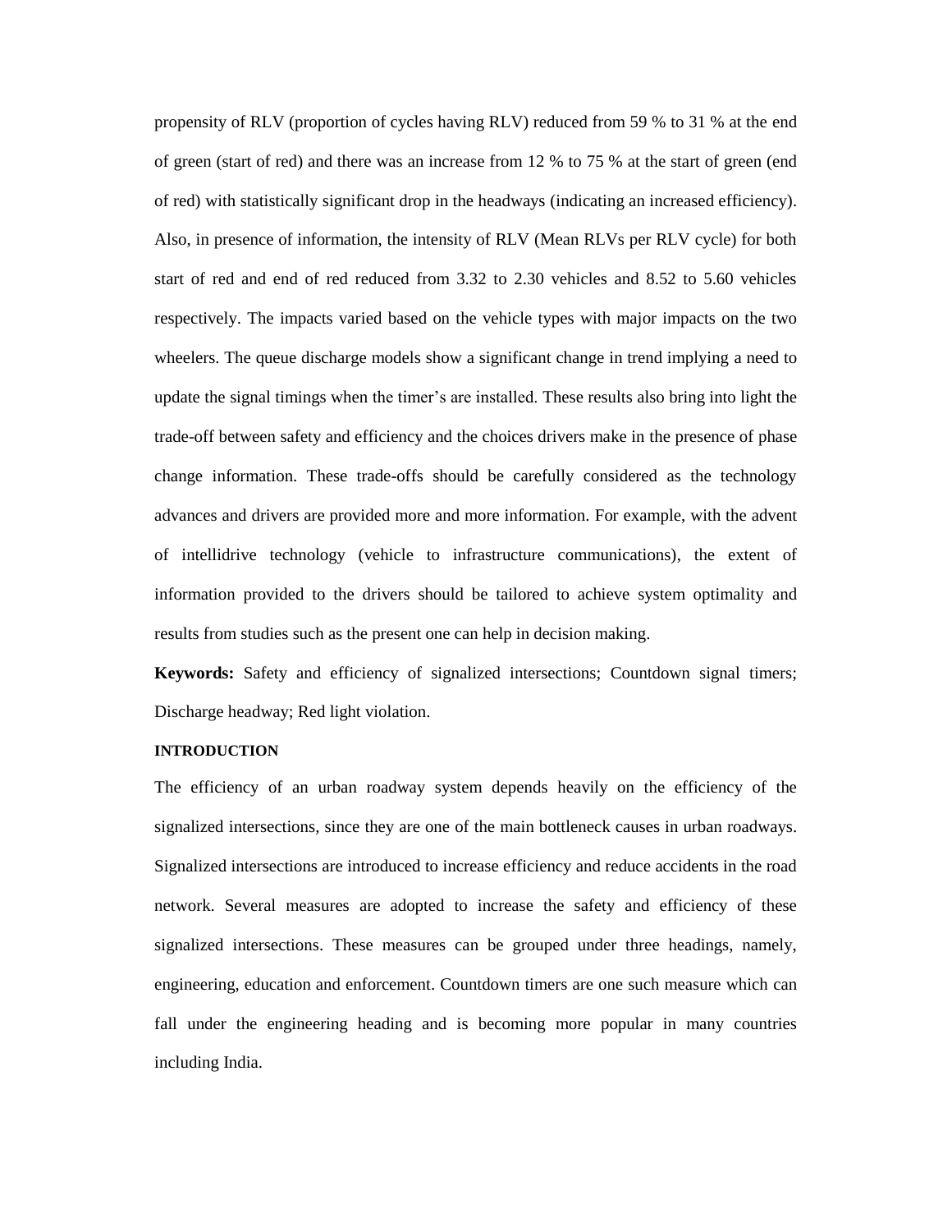propensity of RLV (proportion of cycles having RLV) reduced from 59 % to 31 % at the end of green (start of red) and there was an increase from 12 % to 75 % at the start of green (end of red) with statistically significant drop in the headways (indicating an increased efficiency). Also, in presence of information, the intensity of RLV (Mean RLVs per RLV cycle) for both start of red and end of red reduced from 3.32 to 2.30 vehicles and 8.52 to 5.60 vehicles respectively. The impacts varied based on the vehicle types with major impacts on the two wheelers. The queue discharge models show a significant change in trend implying a need to update the signal timings when the timer's are installed. These results also bring into light the trade-off between safety and efficiency and the choices drivers make in the presence of phase change information. These trade-offs should be carefully considered as the technology advances and drivers are provided more and more information. For example, with the advent of intellidrive technology (vehicle to infrastructure communications), the extent of information provided to the drivers should be tailored to achieve system optimality and results from studies such as the present one can help in decision making.

**Keywords:** Safety and efficiency of signalized intersections; Countdown signal timers; Discharge headway; Red light violation.

## INTRODUCTION

The efficiency of an urban roadway system depends heavily on the efficiency of the signalized intersections, since they are one of the main bottleneck causes in urban roadways. Signalized intersections are introduced to increase efficiency and reduce accidents in the road network. Several measures are adopted to increase the safety and efficiency of these signalized intersections. These measures can be grouped under three headings, namely, engineering, education and enforcement. Countdown timers are one such measure which can fall under the engineering heading and is becoming more popular in many countries including India.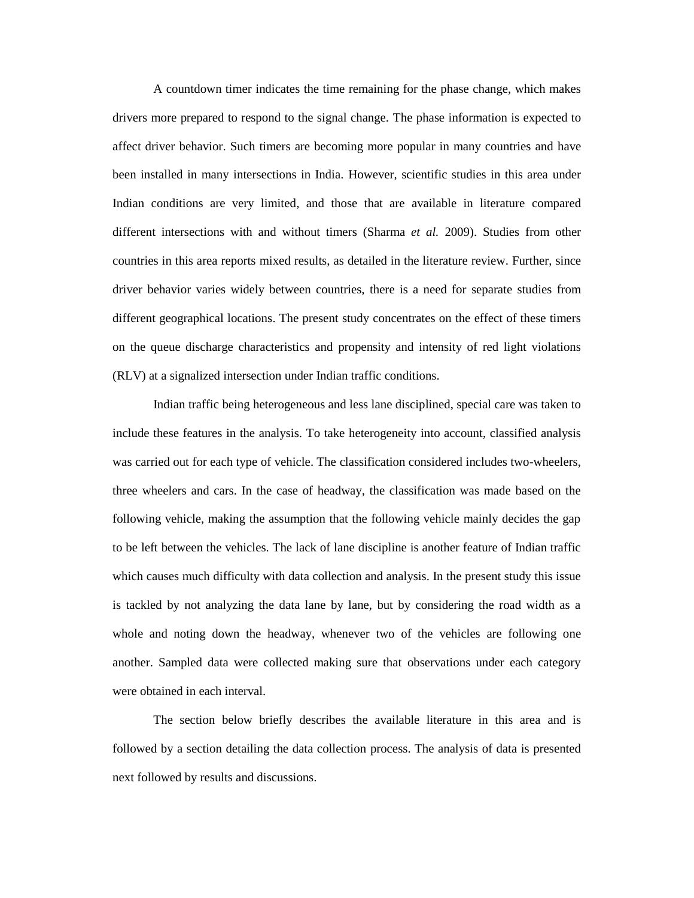A countdown timer indicates the time remaining for the phase change, which makes drivers more prepared to respond to the signal change. The phase information is expected to affect driver behavior. Such timers are becoming more popular in many countries and have been installed in many intersections in India. However, scientific studies in this area under Indian conditions are very limited, and those that are available in literature compared different intersections with and without timers (Sharma *et al.* 2009). Studies from other countries in this area reports mixed results, as detailed in the literature review. Further, since driver behavior varies widely between countries, there is a need for separate studies from different geographical locations. The present study concentrates on the effect of these timers on the queue discharge characteristics and propensity and intensity of red light violations (RLV) at a signalized intersection under Indian traffic conditions.

Indian traffic being heterogeneous and less lane disciplined, special care was taken to include these features in the analysis. To take heterogeneity into account, classified analysis was carried out for each type of vehicle. The classification considered includes two-wheelers, three wheelers and cars. In the case of headway, the classification was made based on the following vehicle, making the assumption that the following vehicle mainly decides the gap to be left between the vehicles. The lack of lane discipline is another feature of Indian traffic which causes much difficulty with data collection and analysis. In the present study this issue is tackled by not analyzing the data lane by lane, but by considering the road width as a whole and noting down the headway, whenever two of the vehicles are following one another. Sampled data were collected making sure that observations under each category were obtained in each interval.

The section below briefly describes the available literature in this area and is followed by a section detailing the data collection process. The analysis of data is presented next followed by results and discussions.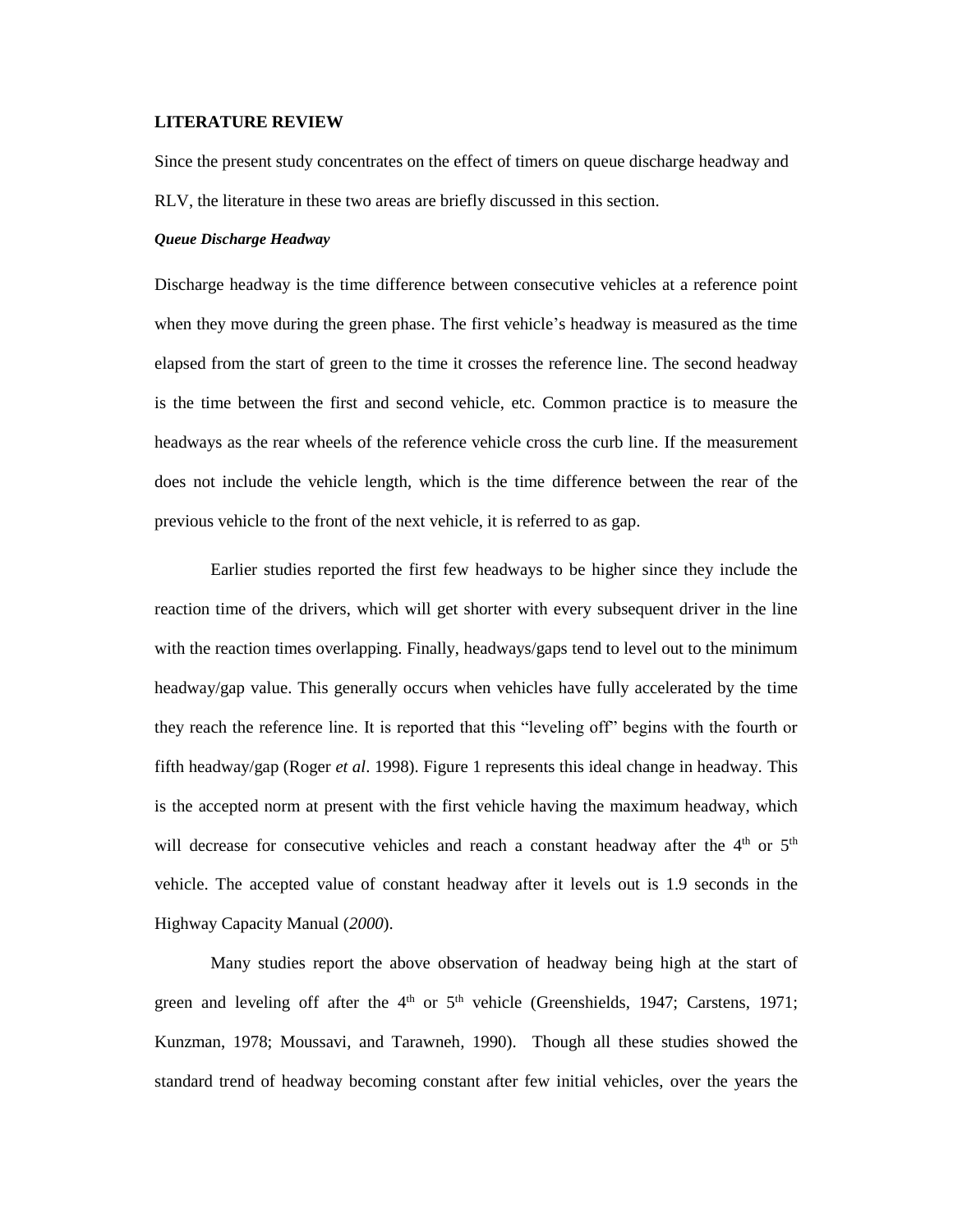**LITERATURE REVIEW**

Since the present study concentrates on the effect of timers on queue discharge headway and RLV, the literature in these two areas are briefly discussed in this section.

***Queue Discharge Headway***

Discharge headway is the time difference between consecutive vehicles at a reference point when they move during the green phase. The first vehicle's headway is measured as the time elapsed from the start of green to the time it crosses the reference line. The second headway is the time between the first and second vehicle, etc. Common practice is to measure the headways as the rear wheels of the reference vehicle cross the curb line. If the measurement does not include the vehicle length, which is the time difference between the rear of the previous vehicle to the front of the next vehicle, it is referred to as gap.

Earlier studies reported the first few headways to be higher since they include the reaction time of the drivers, which will get shorter with every subsequent driver in the line with the reaction times overlapping. Finally, headways/gaps tend to level out to the minimum headway/gap value. This generally occurs when vehicles have fully accelerated by the time they reach the reference line. It is reported that this "leveling off" begins with the fourth or fifth headway/gap (Roger *et al*. 1998). Figure 1 represents this ideal change in headway. This is the accepted norm at present with the first vehicle having the maximum headway, which will decrease for consecutive vehicles and reach a constant headway after the 4th or 5th vehicle. The accepted value of constant headway after it levels out is 1.9 seconds in the Highway Capacity Manual (*2000*).

Many studies report the above observation of headway being high at the start of green and leveling off after the 4th or 5th vehicle (Greenshields, 1947; Carstens, 1971; Kunzman, 1978; Moussavi, and Tarawneh, 1990). Though all these studies showed the standard trend of headway becoming constant after few initial vehicles, over the years the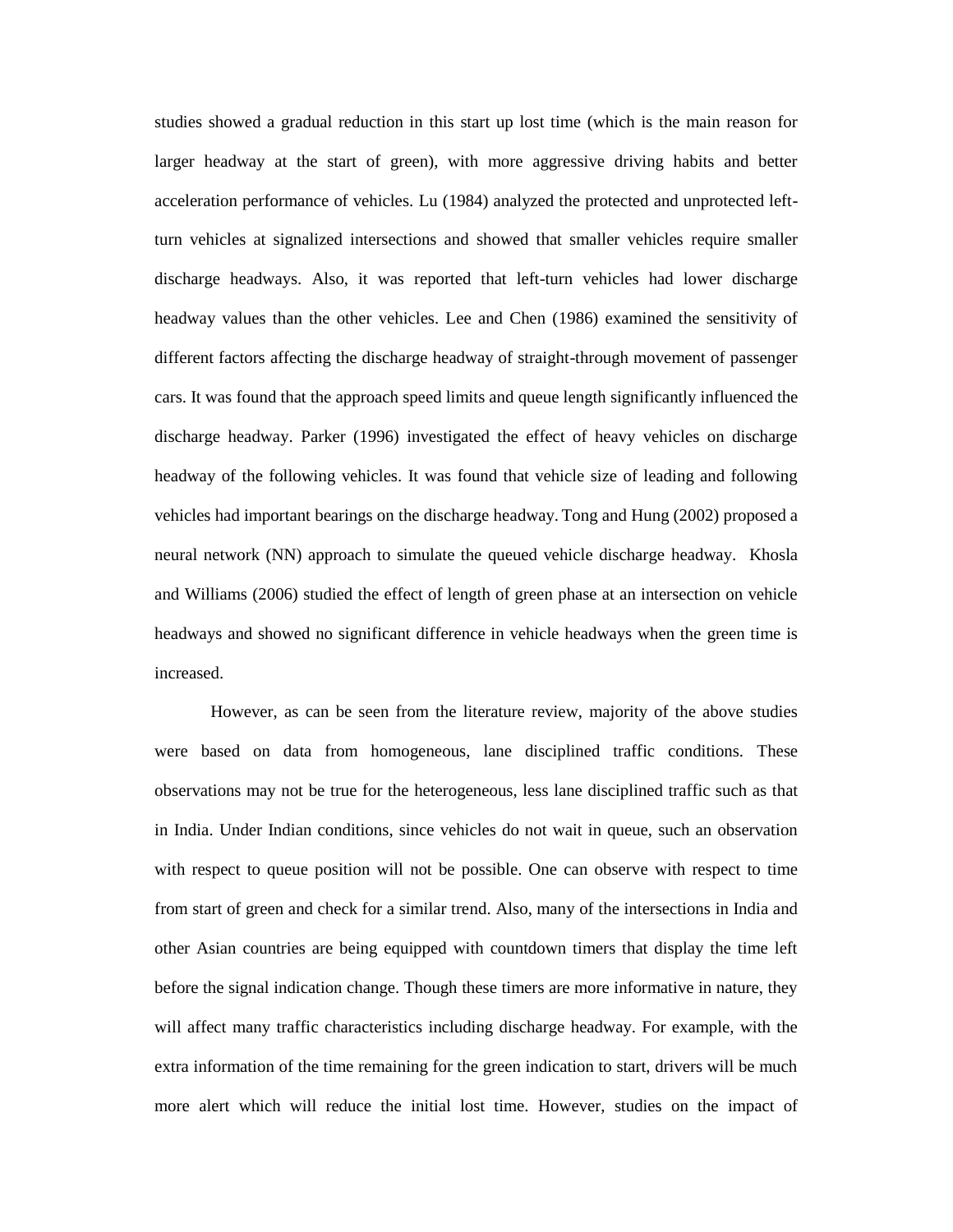studies showed a gradual reduction in this start up lost time (which is the main reason for larger headway at the start of green), with more aggressive driving habits and better acceleration performance of vehicles. Lu (1984) analyzed the protected and unprotected left-turn vehicles at signalized intersections and showed that smaller vehicles require smaller discharge headways. Also, it was reported that left-turn vehicles had lower discharge headway values than the other vehicles. Lee and Chen (1986) examined the sensitivity of different factors affecting the discharge headway of straight-through movement of passenger cars. It was found that the approach speed limits and queue length significantly influenced the discharge headway. Parker (1996) investigated the effect of heavy vehicles on discharge headway of the following vehicles. It was found that vehicle size of leading and following vehicles had important bearings on the discharge headway. Tong and Hung (2002) proposed a neural network (NN) approach to simulate the queued vehicle discharge headway. Khosla and Williams (2006) studied the effect of length of green phase at an intersection on vehicle headways and showed no significant difference in vehicle headways when the green time is increased.

However, as can be seen from the literature review, majority of the above studies were based on data from homogeneous, lane disciplined traffic conditions. These observations may not be true for the heterogeneous, less lane disciplined traffic such as that in India. Under Indian conditions, since vehicles do not wait in queue, such an observation with respect to queue position will not be possible. One can observe with respect to time from start of green and check for a similar trend. Also, many of the intersections in India and other Asian countries are being equipped with countdown timers that display the time left before the signal indication change. Though these timers are more informative in nature, they will affect many traffic characteristics including discharge headway. For example, with the extra information of the time remaining for the green indication to start, drivers will be much more alert which will reduce the initial lost time. However, studies on the impact of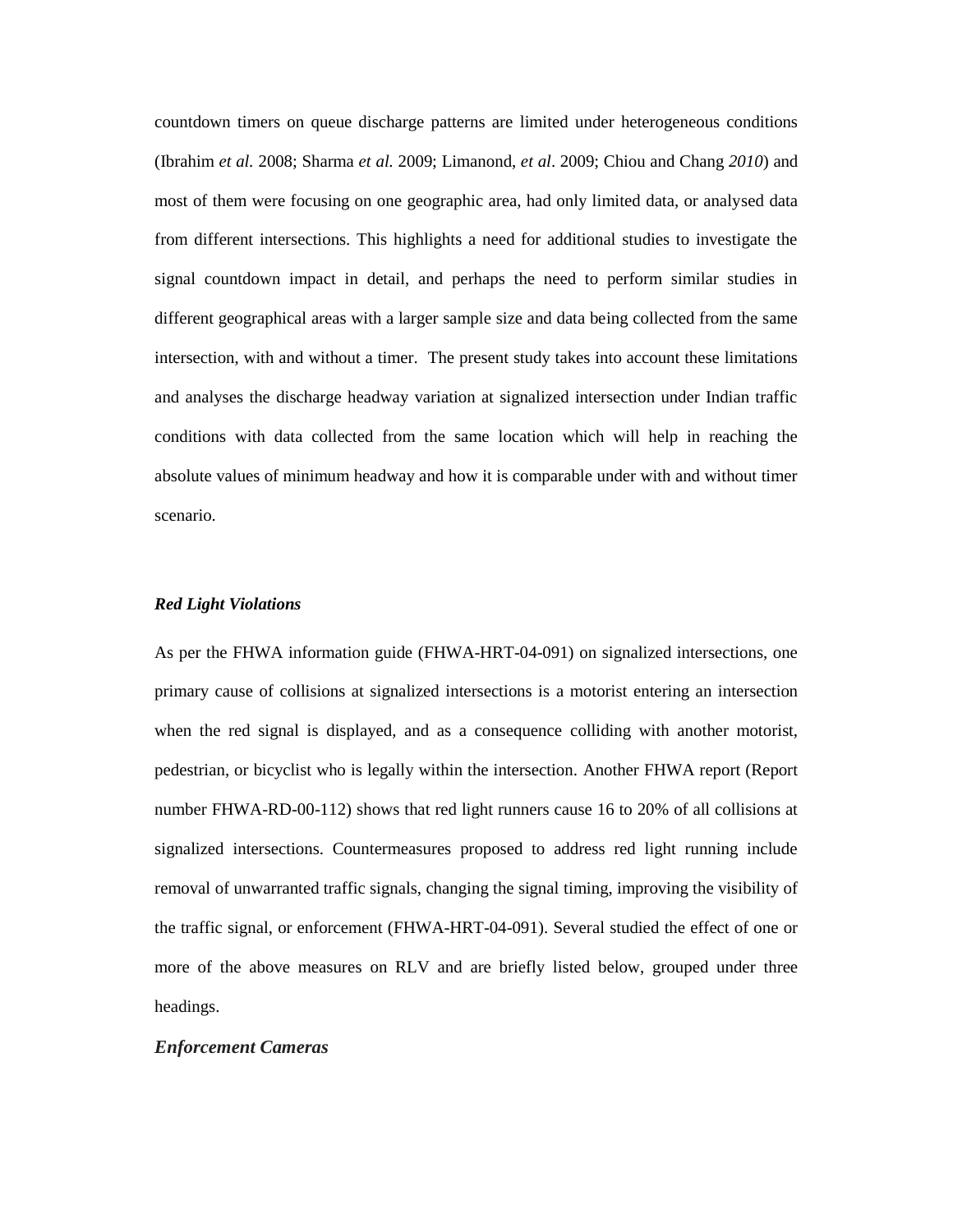countdown timers on queue discharge patterns are limited under heterogeneous conditions (Ibrahim *et al.* 2008; Sharma *et al.* 2009; Limanond, *et al*. 2009; Chiou and Chang *2010*) and most of them were focusing on one geographic area, had only limited data, or analysed data from different intersections. This highlights a need for additional studies to investigate the signal countdown impact in detail, and perhaps the need to perform similar studies in different geographical areas with a larger sample size and data being collected from the same intersection, with and without a timer. The present study takes into account these limitations and analyses the discharge headway variation at signalized intersection under Indian traffic conditions with data collected from the same location which will help in reaching the absolute values of minimum headway and how it is comparable under with and without timer scenario.

### *Red Light Violations*

As per the FHWA information guide (FHWA-HRT-04-091) on signalized intersections, one primary cause of collisions at signalized intersections is a motorist entering an intersection when the red signal is displayed, and as a consequence colliding with another motorist, pedestrian, or bicyclist who is legally within the intersection. Another FHWA report (Report number FHWA-RD-00-112) shows that red light runners cause 16 to 20% of all collisions at signalized intersections. Countermeasures proposed to address red light running include removal of unwarranted traffic signals, changing the signal timing, improving the visibility of the traffic signal, or enforcement (FHWA-HRT-04-091). Several studied the effect of one or more of the above measures on RLV and are briefly listed below, grouped under three headings.

### *Enforcement Cameras*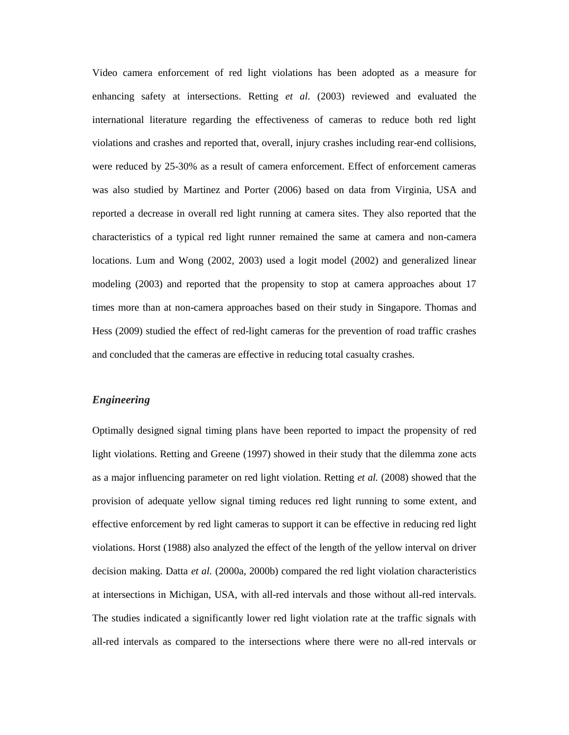Video camera enforcement of red light violations has been adopted as a measure for enhancing safety at intersections. Retting *et al.* (2003) reviewed and evaluated the international literature regarding the effectiveness of cameras to reduce both red light violations and crashes and reported that, overall, injury crashes including rear-end collisions, were reduced by 25-30% as a result of camera enforcement. Effect of enforcement cameras was also studied by Martinez and Porter (2006) based on data from Virginia, USA and reported a decrease in overall red light running at camera sites. They also reported that the characteristics of a typical red light runner remained the same at camera and non-camera locations. Lum and Wong (2002, 2003) used a logit model (2002) and generalized linear modeling (2003) and reported that the propensity to stop at camera approaches about 17 times more than at non-camera approaches based on their study in Singapore. Thomas and Hess (2009) studied the effect of red-light cameras for the prevention of road traffic crashes and concluded that the cameras are effective in reducing total casualty crashes.

### *Engineering*

Optimally designed signal timing plans have been reported to impact the propensity of red light violations. Retting and Greene (1997) showed in their study that the dilemma zone acts as a major influencing parameter on red light violation. Retting *et al.* (2008) showed that the provision of adequate yellow signal timing reduces red light running to some extent, and effective enforcement by red light cameras to support it can be effective in reducing red light violations. Horst (1988) also analyzed the effect of the length of the yellow interval on driver decision making. Datta *et al.* (2000a, 2000b) compared the red light violation characteristics at intersections in Michigan, USA, with all-red intervals and those without all-red intervals. The studies indicated a significantly lower red light violation rate at the traffic signals with all-red intervals as compared to the intersections where there were no all-red intervals or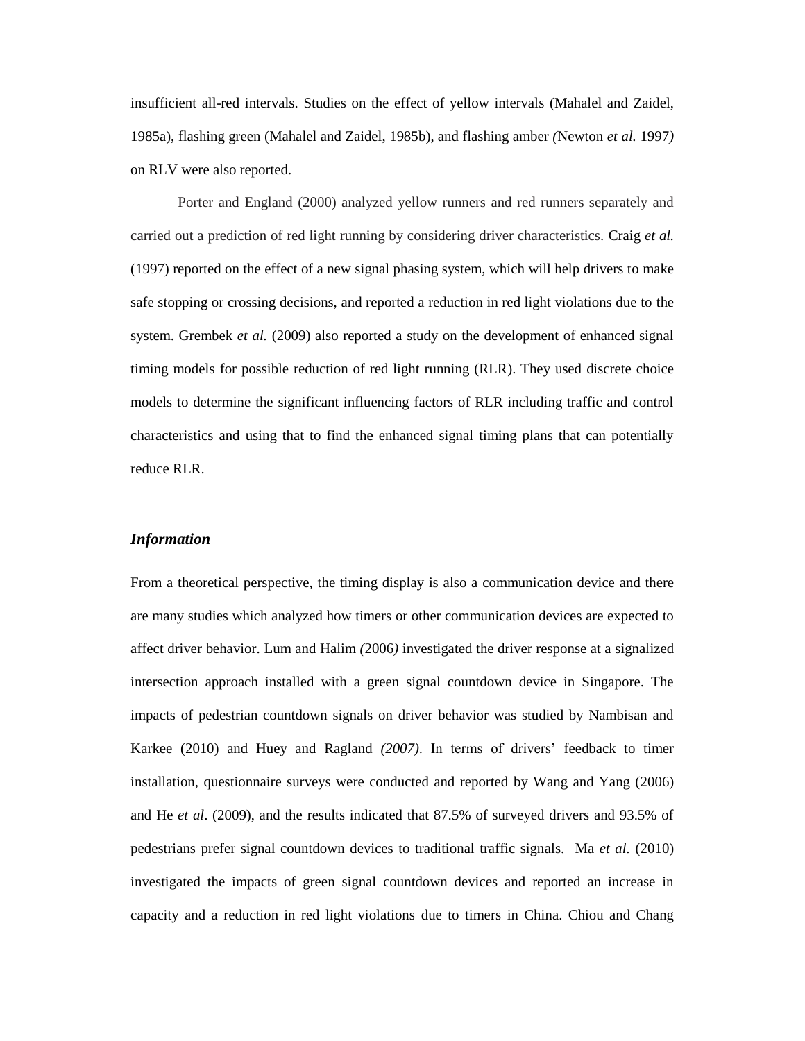insufficient all-red intervals. Studies on the effect of yellow intervals (Mahalel and Zaidel, 1985a), flashing green (Mahalel and Zaidel, 1985b), and flashing amber *(*Newton *et al.* 1997*)* on RLV were also reported.

Porter and England (2000) analyzed yellow runners and red runners separately and carried out a prediction of red light running by considering driver characteristics. Craig *et al.* (1997) reported on the effect of a new signal phasing system, which will help drivers to make safe stopping or crossing decisions, and reported a reduction in red light violations due to the system. Grembek *et al.* (2009) also reported a study on the development of enhanced signal timing models for possible reduction of red light running (RLR). They used discrete choice models to determine the significant influencing factors of RLR including traffic and control characteristics and using that to find the enhanced signal timing plans that can potentially reduce RLR.

### *Information*

From a theoretical perspective, the timing display is also a communication device and there are many studies which analyzed how timers or other communication devices are expected to affect driver behavior. Lum and Halim *(*2006*)* investigated the driver response at a signalized intersection approach installed with a green signal countdown device in Singapore. The impacts of pedestrian countdown signals on driver behavior was studied by Nambisan and Karkee (2010) and Huey and Ragland *(2007)*. In terms of drivers' feedback to timer installation, questionnaire surveys were conducted and reported by Wang and Yang (2006) and He *et al*. (2009), and the results indicated that 87.5% of surveyed drivers and 93.5% of pedestrians prefer signal countdown devices to traditional traffic signals. Ma *et al*. (2010) investigated the impacts of green signal countdown devices and reported an increase in capacity and a reduction in red light violations due to timers in China. Chiou and Chang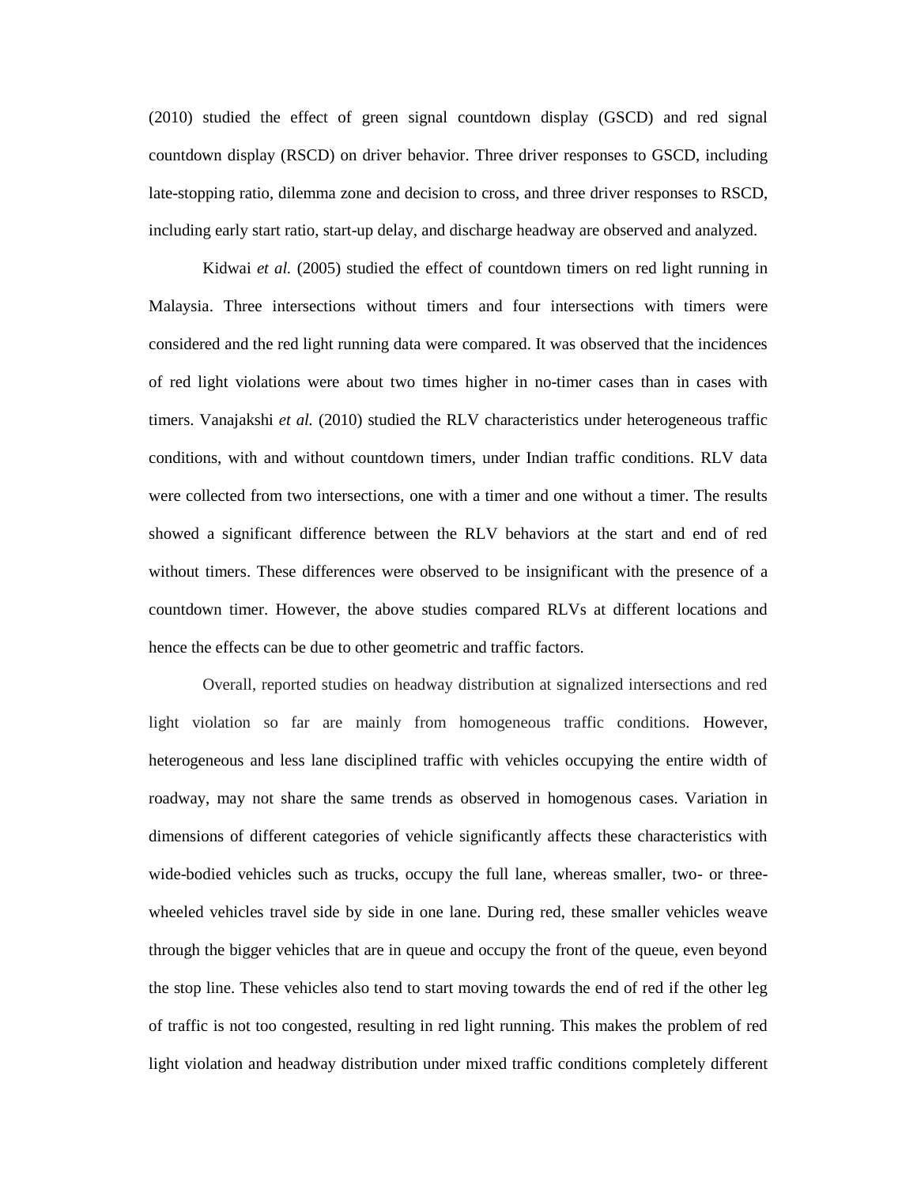(2010) studied the effect of green signal countdown display (GSCD) and red signal countdown display (RSCD) on driver behavior. Three driver responses to GSCD, including late-stopping ratio, dilemma zone and decision to cross, and three driver responses to RSCD, including early start ratio, start-up delay, and discharge headway are observed and analyzed.

Kidwai *et al.* (2005) studied the effect of countdown timers on red light running in Malaysia. Three intersections without timers and four intersections with timers were considered and the red light running data were compared. It was observed that the incidences of red light violations were about two times higher in no-timer cases than in cases with timers. Vanajakshi *et al.* (2010) studied the RLV characteristics under heterogeneous traffic conditions, with and without countdown timers, under Indian traffic conditions. RLV data were collected from two intersections, one with a timer and one without a timer. The results showed a significant difference between the RLV behaviors at the start and end of red without timers. These differences were observed to be insignificant with the presence of a countdown timer. However, the above studies compared RLVs at different locations and hence the effects can be due to other geometric and traffic factors.

Overall, reported studies on headway distribution at signalized intersections and red light violation so far are mainly from homogeneous traffic conditions. However, heterogeneous and less lane disciplined traffic with vehicles occupying the entire width of roadway, may not share the same trends as observed in homogenous cases. Variation in dimensions of different categories of vehicle significantly affects these characteristics with wide-bodied vehicles such as trucks, occupy the full lane, whereas smaller, two- or three-wheeled vehicles travel side by side in one lane. During red, these smaller vehicles weave through the bigger vehicles that are in queue and occupy the front of the queue, even beyond the stop line. These vehicles also tend to start moving towards the end of red if the other leg of traffic is not too congested, resulting in red light running. This makes the problem of red light violation and headway distribution under mixed traffic conditions completely different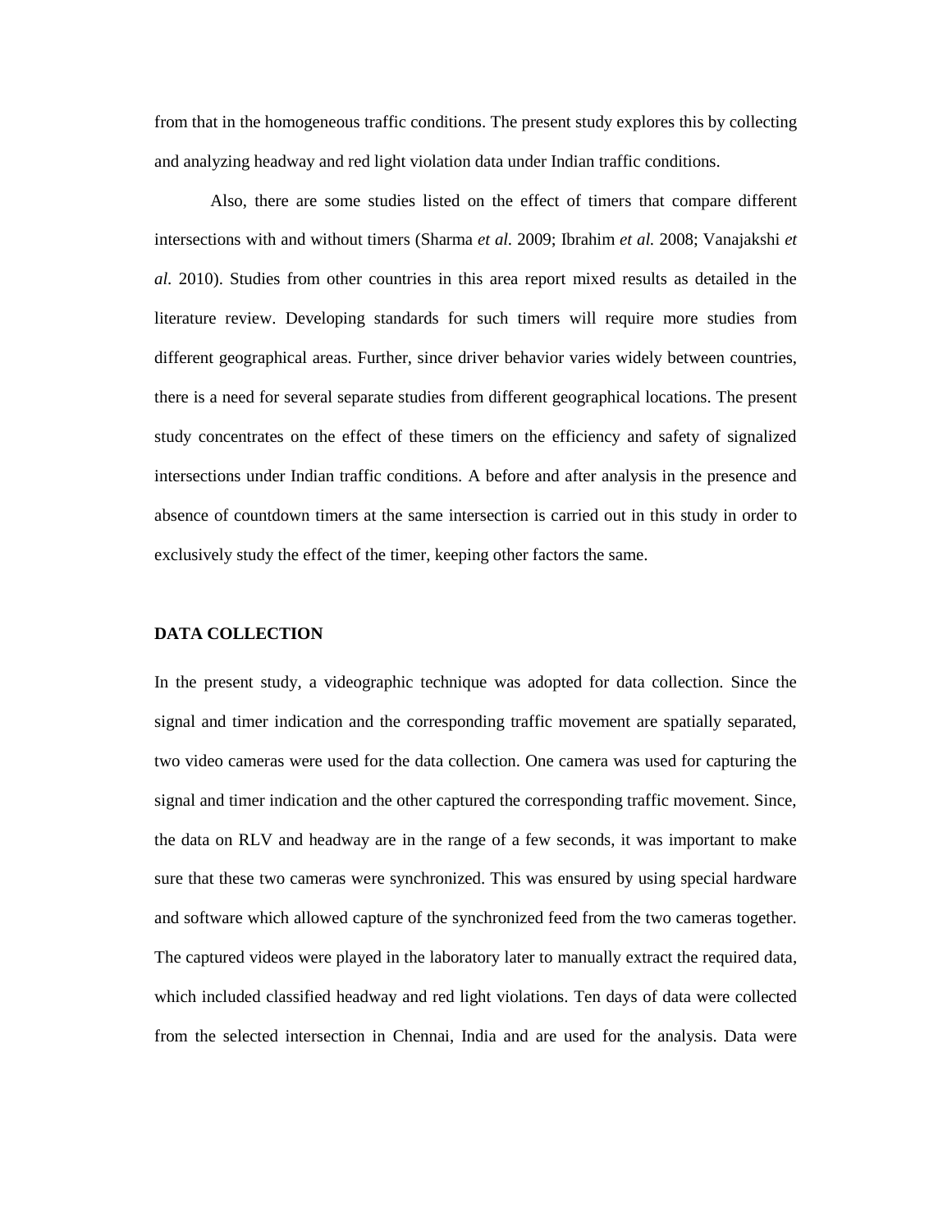from that in the homogeneous traffic conditions. The present study explores this by collecting and analyzing headway and red light violation data under Indian traffic conditions.

Also, there are some studies listed on the effect of timers that compare different intersections with and without timers (Sharma *et al.* 2009; Ibrahim *et al.* 2008; Vanajakshi *et al.* 2010). Studies from other countries in this area report mixed results as detailed in the literature review. Developing standards for such timers will require more studies from different geographical areas. Further, since driver behavior varies widely between countries, there is a need for several separate studies from different geographical locations. The present study concentrates on the effect of these timers on the efficiency and safety of signalized intersections under Indian traffic conditions. A before and after analysis in the presence and absence of countdown timers at the same intersection is carried out in this study in order to exclusively study the effect of the timer, keeping other factors the same.

## DATA COLLECTION

In the present study, a videographic technique was adopted for data collection. Since the signal and timer indication and the corresponding traffic movement are spatially separated, two video cameras were used for the data collection. One camera was used for capturing the signal and timer indication and the other captured the corresponding traffic movement. Since, the data on RLV and headway are in the range of a few seconds, it was important to make sure that these two cameras were synchronized. This was ensured by using special hardware and software which allowed capture of the synchronized feed from the two cameras together. The captured videos were played in the laboratory later to manually extract the required data, which included classified headway and red light violations. Ten days of data were collected from the selected intersection in Chennai, India and are used for the analysis. Data were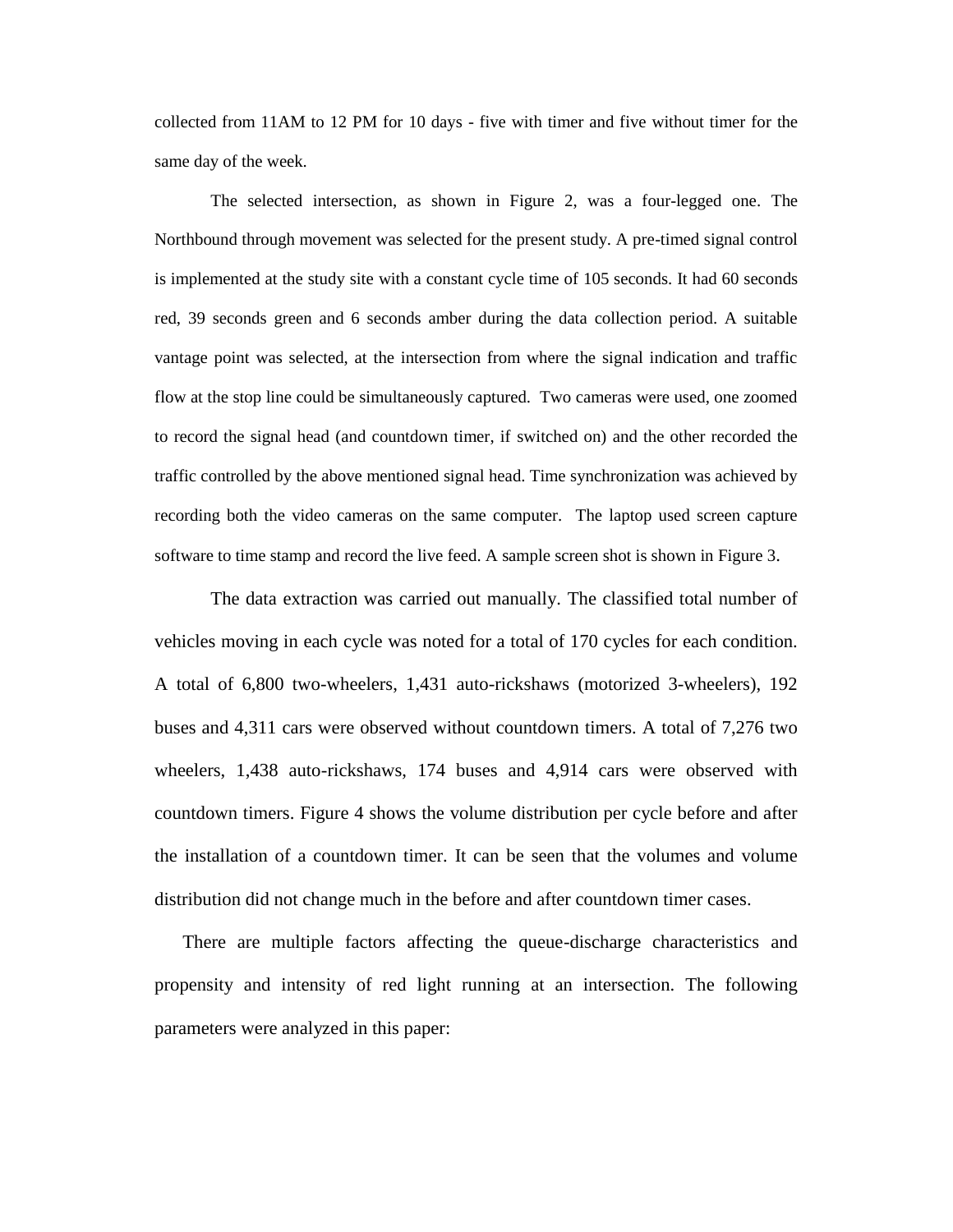collected from 11AM to 12 PM for 10 days - five with timer and five without timer for the same day of the week.

The selected intersection, as shown in Figure 2, was a four-legged one. The Northbound through movement was selected for the present study. A pre-timed signal control is implemented at the study site with a constant cycle time of 105 seconds. It had 60 seconds red, 39 seconds green and 6 seconds amber during the data collection period. A suitable vantage point was selected, at the intersection from where the signal indication and traffic flow at the stop line could be simultaneously captured. Two cameras were used, one zoomed to record the signal head (and countdown timer, if switched on) and the other recorded the traffic controlled by the above mentioned signal head. Time synchronization was achieved by recording both the video cameras on the same computer. The laptop used screen capture software to time stamp and record the live feed. A sample screen shot is shown in Figure 3.

The data extraction was carried out manually. The classified total number of vehicles moving in each cycle was noted for a total of 170 cycles for each condition. A total of 6,800 two-wheelers, 1,431 auto-rickshaws (motorized 3-wheelers), 192 buses and 4,311 cars were observed without countdown timers. A total of 7,276 two wheelers, 1,438 auto-rickshaws, 174 buses and 4,914 cars were observed with countdown timers. Figure 4 shows the volume distribution per cycle before and after the installation of a countdown timer. It can be seen that the volumes and volume distribution did not change much in the before and after countdown timer cases.

There are multiple factors affecting the queue-discharge characteristics and propensity and intensity of red light running at an intersection. The following parameters were analyzed in this paper: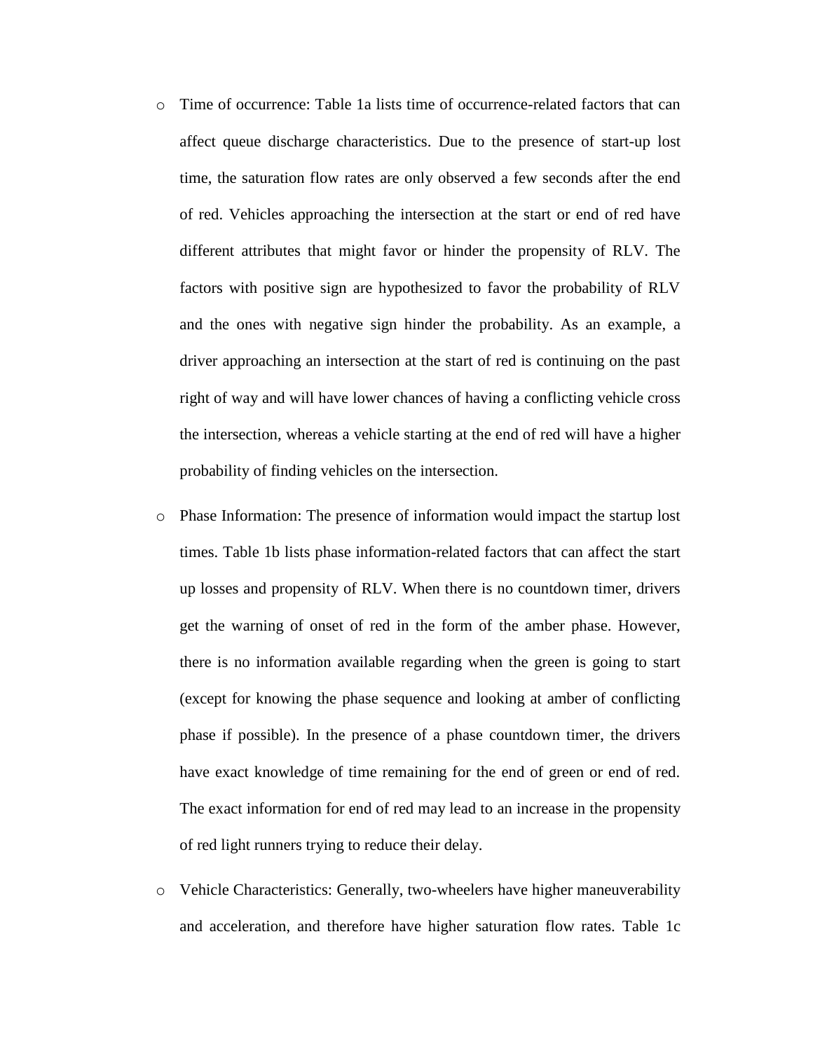- Time of occurrence: Table 1a lists time of occurrence-related factors that can affect queue discharge characteristics. Due to the presence of start-up lost time, the saturation flow rates are only observed a few seconds after the end of red. Vehicles approaching the intersection at the start or end of red have different attributes that might favor or hinder the propensity of RLV. The factors with positive sign are hypothesized to favor the probability of RLV and the ones with negative sign hinder the probability. As an example, a driver approaching an intersection at the start of red is continuing on the past right of way and will have lower chances of having a conflicting vehicle cross the intersection, whereas a vehicle starting at the end of red will have a higher probability of finding vehicles on the intersection.
- Phase Information: The presence of information would impact the startup lost times. Table 1b lists phase information-related factors that can affect the start up losses and propensity of RLV. When there is no countdown timer, drivers get the warning of onset of red in the form of the amber phase. However, there is no information available regarding when the green is going to start (except for knowing the phase sequence and looking at amber of conflicting phase if possible). In the presence of a phase countdown timer, the drivers have exact knowledge of time remaining for the end of green or end of red. The exact information for end of red may lead to an increase in the propensity of red light runners trying to reduce their delay.
- Vehicle Characteristics: Generally, two-wheelers have higher maneuverability and acceleration, and therefore have higher saturation flow rates. Table 1c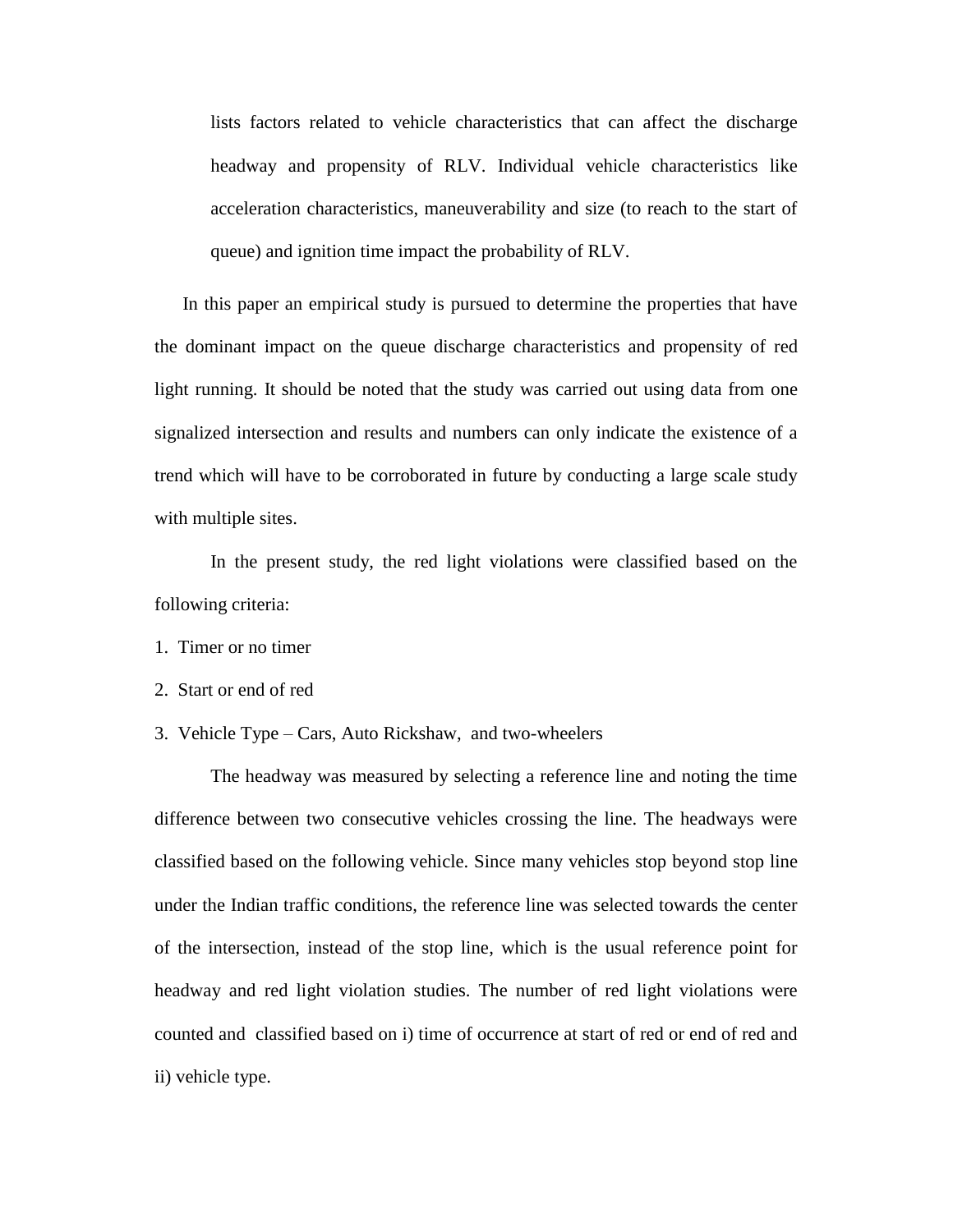lists factors related to vehicle characteristics that can affect the discharge headway and propensity of RLV. Individual vehicle characteristics like acceleration characteristics, maneuverability and size (to reach to the start of queue) and ignition time impact the probability of RLV.

In this paper an empirical study is pursued to determine the properties that have the dominant impact on the queue discharge characteristics and propensity of red light running. It should be noted that the study was carried out using data from one signalized intersection and results and numbers can only indicate the existence of a trend which will have to be corroborated in future by conducting a large scale study with multiple sites.

In the present study, the red light violations were classified based on the following criteria:

1. Timer or no timer
2. Start or end of red
3. Vehicle Type – Cars, Auto Rickshaw, and two-wheelers

The headway was measured by selecting a reference line and noting the time difference between two consecutive vehicles crossing the line. The headways were classified based on the following vehicle. Since many vehicles stop beyond stop line under the Indian traffic conditions, the reference line was selected towards the center of the intersection, instead of the stop line, which is the usual reference point for headway and red light violation studies. The number of red light violations were counted and classified based on i) time of occurrence at start of red or end of red and ii) vehicle type.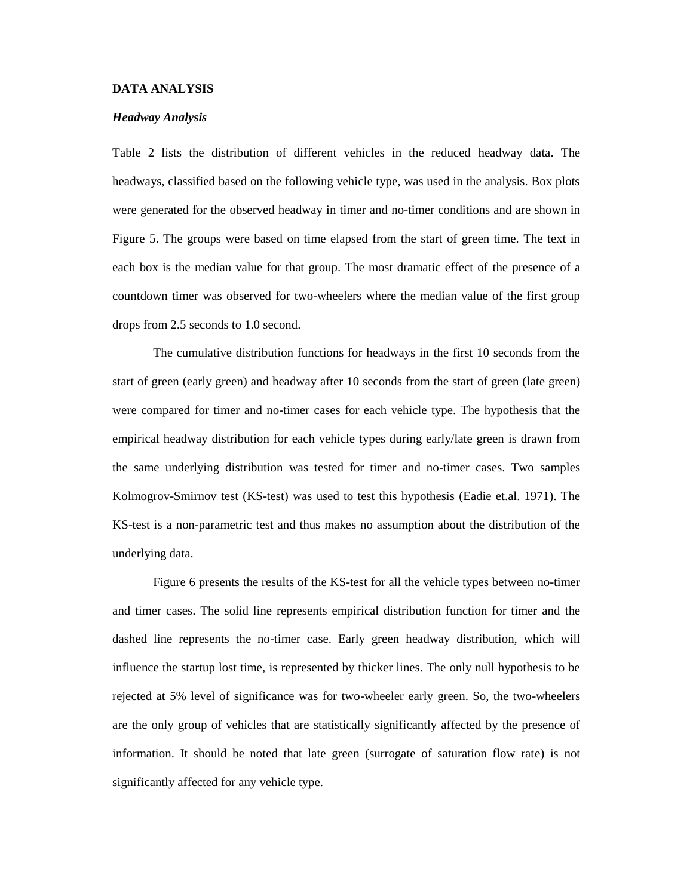## DATA ANALYSIS

### *Headway Analysis*

Table 2 lists the distribution of different vehicles in the reduced headway data. The headways, classified based on the following vehicle type, was used in the analysis. Box plots were generated for the observed headway in timer and no-timer conditions and are shown in Figure 5. The groups were based on time elapsed from the start of green time. The text in each box is the median value for that group. The most dramatic effect of the presence of a countdown timer was observed for two-wheelers where the median value of the first group drops from 2.5 seconds to 1.0 second.

The cumulative distribution functions for headways in the first 10 seconds from the start of green (early green) and headway after 10 seconds from the start of green (late green) were compared for timer and no-timer cases for each vehicle type. The hypothesis that the empirical headway distribution for each vehicle types during early/late green is drawn from the same underlying distribution was tested for timer and no-timer cases. Two samples Kolmogrov-Smirnov test (KS-test) was used to test this hypothesis (Eadie et.al. 1971). The KS-test is a non-parametric test and thus makes no assumption about the distribution of the underlying data.

Figure 6 presents the results of the KS-test for all the vehicle types between no-timer and timer cases. The solid line represents empirical distribution function for timer and the dashed line represents the no-timer case. Early green headway distribution, which will influence the startup lost time, is represented by thicker lines. The only null hypothesis to be rejected at 5% level of significance was for two-wheeler early green. So, the two-wheelers are the only group of vehicles that are statistically significantly affected by the presence of information. It should be noted that late green (surrogate of saturation flow rate) is not significantly affected for any vehicle type.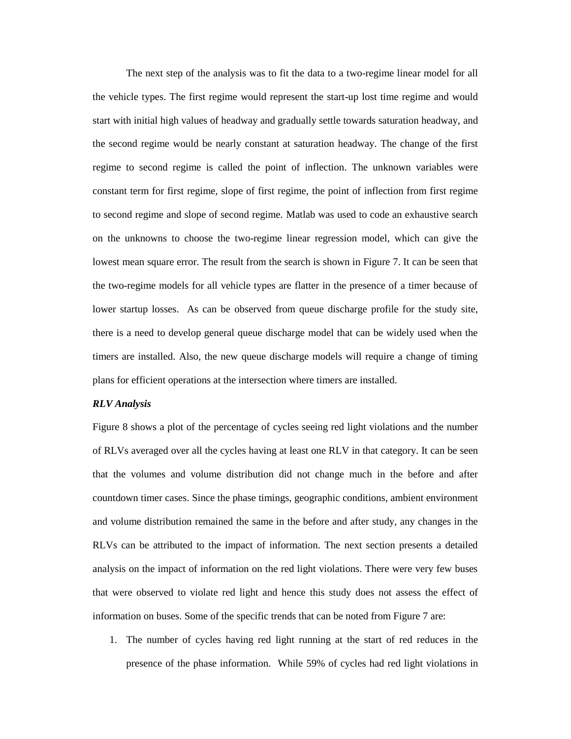The next step of the analysis was to fit the data to a two-regime linear model for all the vehicle types. The first regime would represent the start-up lost time regime and would start with initial high values of headway and gradually settle towards saturation headway, and the second regime would be nearly constant at saturation headway. The change of the first regime to second regime is called the point of inflection. The unknown variables were constant term for first regime, slope of first regime, the point of inflection from first regime to second regime and slope of second regime. Matlab was used to code an exhaustive search on the unknowns to choose the two-regime linear regression model, which can give the lowest mean square error. The result from the search is shown in Figure 7. It can be seen that the two-regime models for all vehicle types are flatter in the presence of a timer because of lower startup losses. As can be observed from queue discharge profile for the study site, there is a need to develop general queue discharge model that can be widely used when the timers are installed. Also, the new queue discharge models will require a change of timing plans for efficient operations at the intersection where timers are installed.

***RLV Analysis***

Figure 8 shows a plot of the percentage of cycles seeing red light violations and the number of RLVs averaged over all the cycles having at least one RLV in that category. It can be seen that the volumes and volume distribution did not change much in the before and after countdown timer cases. Since the phase timings, geographic conditions, ambient environment and volume distribution remained the same in the before and after study, any changes in the RLVs can be attributed to the impact of information. The next section presents a detailed analysis on the impact of information on the red light violations. There were very few buses that were observed to violate red light and hence this study does not assess the effect of information on buses. Some of the specific trends that can be noted from Figure 7 are:

1. The number of cycles having red light running at the start of red reduces in the presence of the phase information. While 59% of cycles had red light violations in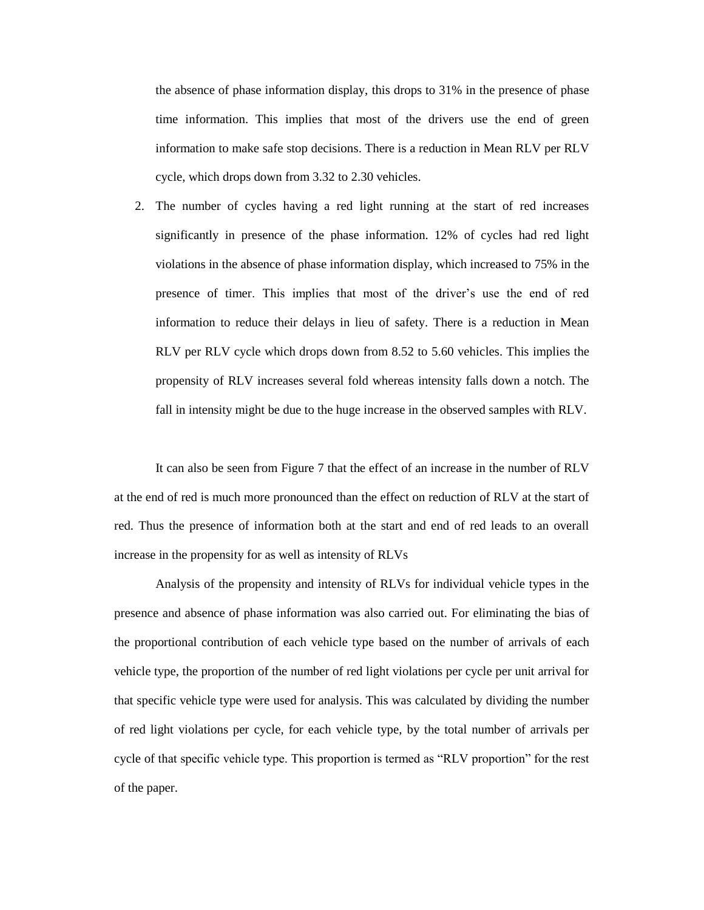the absence of phase information display, this drops to 31% in the presence of phase time information. This implies that most of the drivers use the end of green information to make safe stop decisions. There is a reduction in Mean RLV per RLV cycle, which drops down from 3.32 to 2.30 vehicles.

2. The number of cycles having a red light running at the start of red increases significantly in presence of the phase information. 12% of cycles had red light violations in the absence of phase information display, which increased to 75% in the presence of timer. This implies that most of the driver's use the end of red information to reduce their delays in lieu of safety. There is a reduction in Mean RLV per RLV cycle which drops down from 8.52 to 5.60 vehicles. This implies the propensity of RLV increases several fold whereas intensity falls down a notch. The fall in intensity might be due to the huge increase in the observed samples with RLV.

It can also be seen from Figure 7 that the effect of an increase in the number of RLV at the end of red is much more pronounced than the effect on reduction of RLV at the start of red. Thus the presence of information both at the start and end of red leads to an overall increase in the propensity for as well as intensity of RLVs

Analysis of the propensity and intensity of RLVs for individual vehicle types in the presence and absence of phase information was also carried out. For eliminating the bias of the proportional contribution of each vehicle type based on the number of arrivals of each vehicle type, the proportion of the number of red light violations per cycle per unit arrival for that specific vehicle type were used for analysis. This was calculated by dividing the number of red light violations per cycle, for each vehicle type, by the total number of arrivals per cycle of that specific vehicle type. This proportion is termed as "RLV proportion" for the rest of the paper.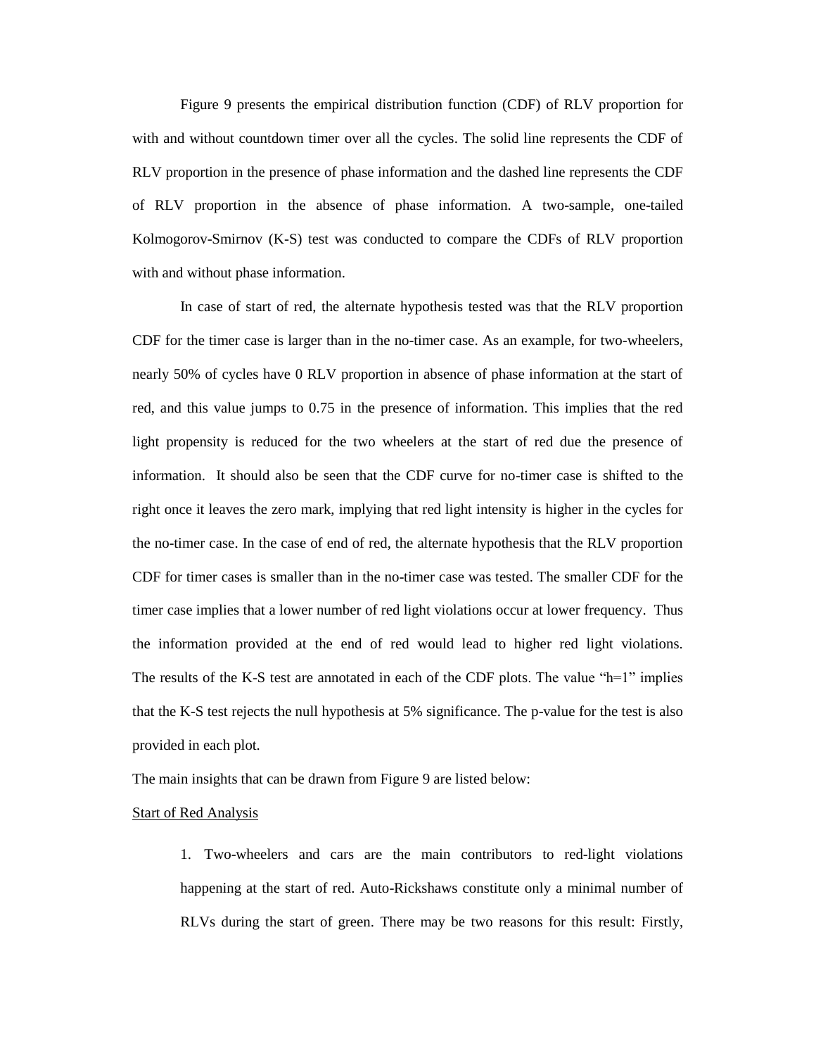Figure 9 presents the empirical distribution function (CDF) of RLV proportion for with and without countdown timer over all the cycles. The solid line represents the CDF of RLV proportion in the presence of phase information and the dashed line represents the CDF of RLV proportion in the absence of phase information. A two-sample, one-tailed Kolmogorov-Smirnov (K-S) test was conducted to compare the CDFs of RLV proportion with and without phase information.

In case of start of red, the alternate hypothesis tested was that the RLV proportion CDF for the timer case is larger than in the no-timer case. As an example, for two-wheelers, nearly 50% of cycles have 0 RLV proportion in absence of phase information at the start of red, and this value jumps to 0.75 in the presence of information. This implies that the red light propensity is reduced for the two wheelers at the start of red due the presence of information. It should also be seen that the CDF curve for no-timer case is shifted to the right once it leaves the zero mark, implying that red light intensity is higher in the cycles for the no-timer case. In the case of end of red, the alternate hypothesis that the RLV proportion CDF for timer cases is smaller than in the no-timer case was tested. The smaller CDF for the timer case implies that a lower number of red light violations occur at lower frequency. Thus the information provided at the end of red would lead to higher red light violations. The results of the K-S test are annotated in each of the CDF plots. The value "h=1" implies that the K-S test rejects the null hypothesis at 5% significance. The p-value for the test is also provided in each plot.

The main insights that can be drawn from Figure 9 are listed below:

<u>Start of Red Analysis</u>

1. Two-wheelers and cars are the main contributors to red-light violations happening at the start of red. Auto-Rickshaws constitute only a minimal number of RLVs during the start of green. There may be two reasons for this result: Firstly,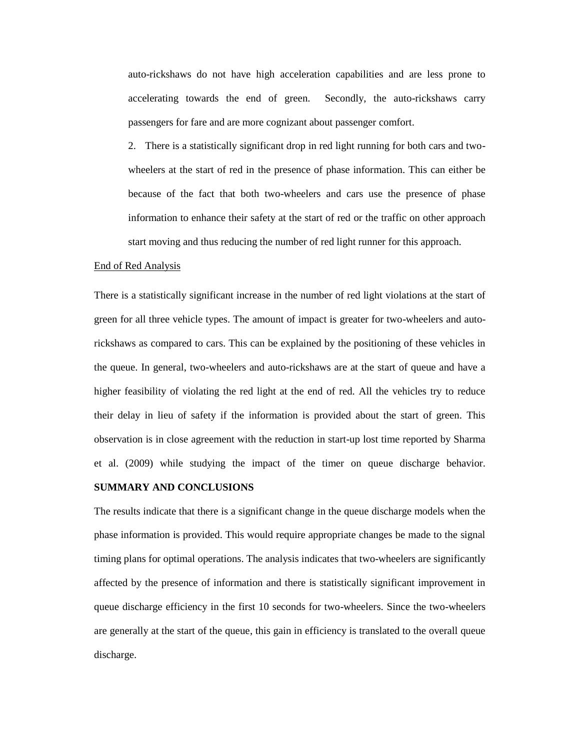auto-rickshaws do not have high acceleration capabilities and are less prone to accelerating towards the end of green. Secondly, the auto-rickshaws carry passengers for fare and are more cognizant about passenger comfort.

2. There is a statistically significant drop in red light running for both cars and two-wheelers at the start of red in the presence of phase information. This can either be because of the fact that both two-wheelers and cars use the presence of phase information to enhance their safety at the start of red or the traffic on other approach start moving and thus reducing the number of red light runner for this approach.

<u>End of Red Analysis</u>

There is a statistically significant increase in the number of red light violations at the start of green for all three vehicle types. The amount of impact is greater for two-wheelers and auto-rickshaws as compared to cars. This can be explained by the positioning of these vehicles in the queue. In general, two-wheelers and auto-rickshaws are at the start of queue and have a higher feasibility of violating the red light at the end of red. All the vehicles try to reduce their delay in lieu of safety if the information is provided about the start of green. This observation is in close agreement with the reduction in start-up lost time reported by Sharma et al. (2009) while studying the impact of the timer on queue discharge behavior.

**SUMMARY AND CONCLUSIONS**

The results indicate that there is a significant change in the queue discharge models when the phase information is provided. This would require appropriate changes be made to the signal timing plans for optimal operations. The analysis indicates that two-wheelers are significantly affected by the presence of information and there is statistically significant improvement in queue discharge efficiency in the first 10 seconds for two-wheelers. Since the two-wheelers are generally at the start of the queue, this gain in efficiency is translated to the overall queue discharge.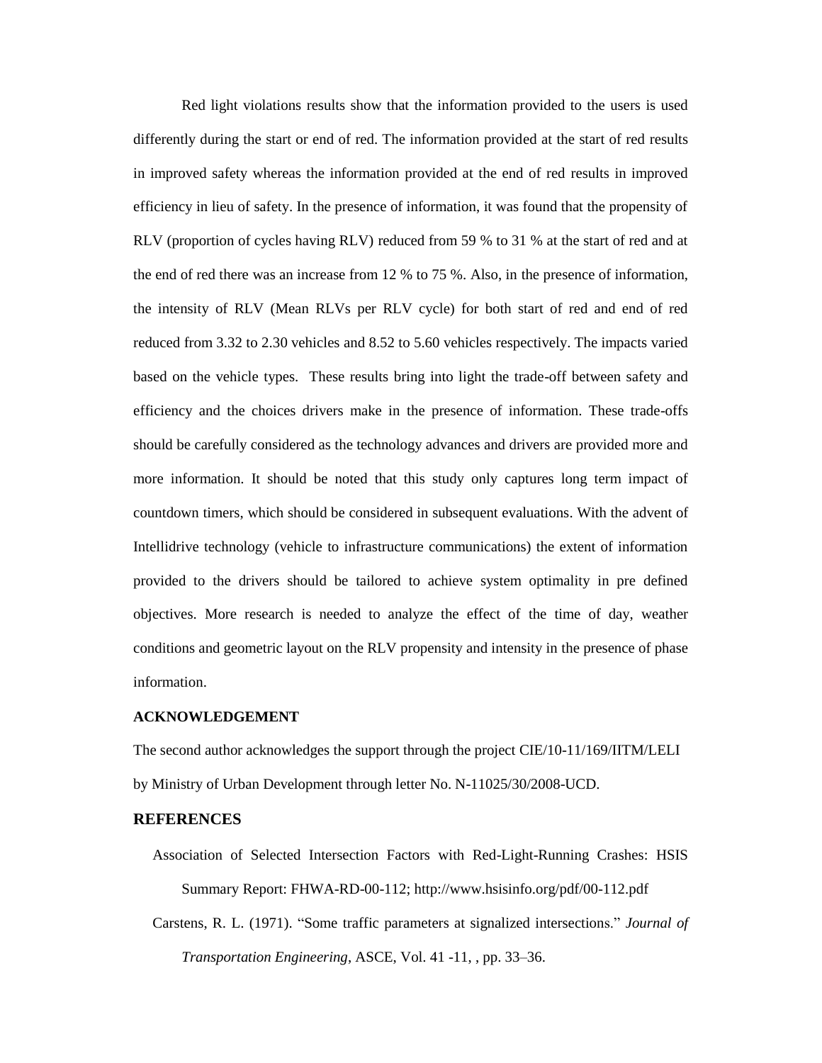Red light violations results show that the information provided to the users is used differently during the start or end of red. The information provided at the start of red results in improved safety whereas the information provided at the end of red results in improved efficiency in lieu of safety. In the presence of information, it was found that the propensity of RLV (proportion of cycles having RLV) reduced from 59 % to 31 % at the start of red and at the end of red there was an increase from 12 % to 75 %. Also, in the presence of information, the intensity of RLV (Mean RLVs per RLV cycle) for both start of red and end of red reduced from 3.32 to 2.30 vehicles and 8.52 to 5.60 vehicles respectively. The impacts varied based on the vehicle types. These results bring into light the trade-off between safety and efficiency and the choices drivers make in the presence of information. These trade-offs should be carefully considered as the technology advances and drivers are provided more and more information. It should be noted that this study only captures long term impact of countdown timers, which should be considered in subsequent evaluations. With the advent of Intellidrive technology (vehicle to infrastructure communications) the extent of information provided to the drivers should be tailored to achieve system optimality in pre defined objectives. More research is needed to analyze the effect of the time of day, weather conditions and geometric layout on the RLV propensity and intensity in the presence of phase information.

**ACKNOWLEDGEMENT**

The second author acknowledges the support through the project CIE/10-11/169/IITM/LELI by Ministry of Urban Development through letter No. N-11025/30/2008-UCD.

## REFERENCES

Association of Selected Intersection Factors with Red-Light-Running Crashes: HSIS Summary Report: FHWA-RD-00-112; http://www.hsisinfo.org/pdf/00-112.pdf

Carstens, R. L. (1971). "Some traffic parameters at signalized intersections." *Journal of Transportation Engineering*, ASCE, Vol. 41 -11, , pp. 33–36.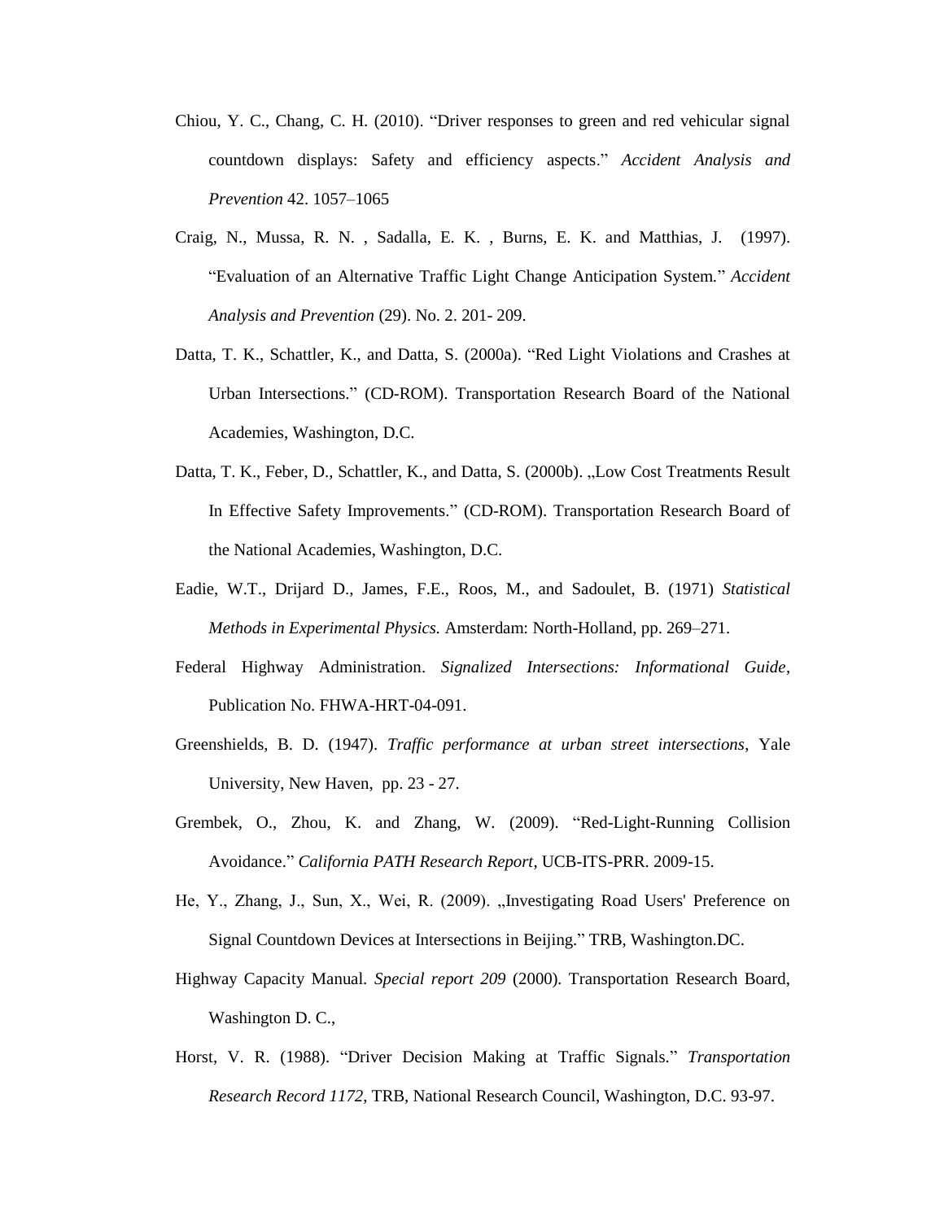Chiou, Y. C., Chang, C. H. (2010). "Driver responses to green and red vehicular signal countdown displays: Safety and efficiency aspects." *Accident Analysis and Prevention* 42. 1057–1065

Craig, N., Mussa, R. N. , Sadalla, E. K. , Burns, E. K. and Matthias, J. (1997). "Evaluation of an Alternative Traffic Light Change Anticipation System." *Accident Analysis and Prevention* (29). No. 2. 201- 209.

Datta, T. K., Schattler, K., and Datta, S. (2000a). "Red Light Violations and Crashes at Urban Intersections." (CD-ROM). Transportation Research Board of the National Academies, Washington, D.C.

Datta, T. K., Feber, D., Schattler, K., and Datta, S. (2000b). „Low Cost Treatments Result In Effective Safety Improvements." (CD-ROM). Transportation Research Board of the National Academies, Washington, D.C.

Eadie, W.T., Drijard D., James, F.E., Roos, M., and Sadoulet, B. (1971) *Statistical Methods in Experimental Physics.* Amsterdam: North-Holland, pp. 269–271.

Federal Highway Administration. *Signalized Intersections: Informational Guide*, Publication No. FHWA-HRT-04-091.

Greenshields, B. D. (1947). *Traffic performance at urban street intersections*, Yale University, New Haven, pp. 23 - 27.

Grembek, O., Zhou, K. and Zhang, W. (2009). "Red-Light-Running Collision Avoidance." *California PATH Research Report*, UCB-ITS-PRR. 2009-15.

He, Y., Zhang, J., Sun, X., Wei, R. (2009). „Investigating Road Users' Preference on Signal Countdown Devices at Intersections in Beijing." TRB, Washington.DC.

Highway Capacity Manual. *Special report 209* (2000). Transportation Research Board, Washington D. C.,

Horst, V. R. (1988). "Driver Decision Making at Traffic Signals." *Transportation Research Record 1172*, TRB, National Research Council, Washington, D.C. 93-97.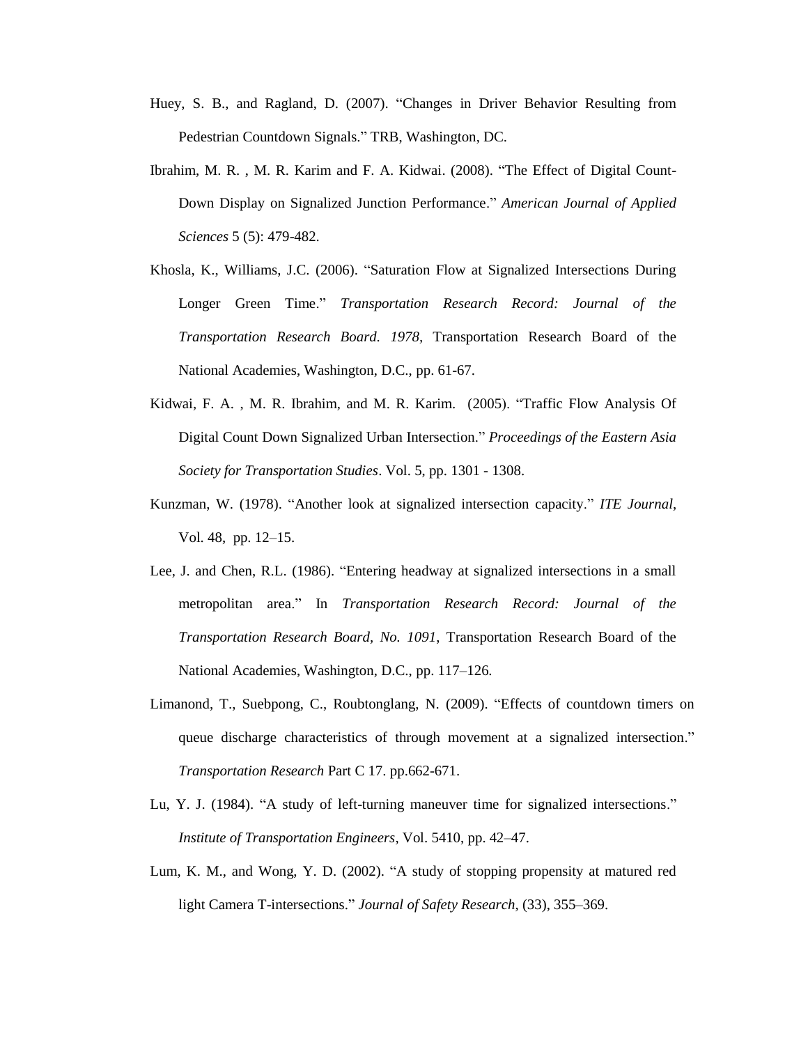Huey, S. B., and Ragland, D. (2007). "Changes in Driver Behavior Resulting from Pedestrian Countdown Signals." TRB, Washington, DC.

Ibrahim, M. R. , M. R. Karim and F. A. Kidwai. (2008). "The Effect of Digital Count-Down Display on Signalized Junction Performance." *American Journal of Applied Sciences* 5 (5): 479-482.

Khosla, K., Williams, J.C. (2006). "Saturation Flow at Signalized Intersections During Longer Green Time." *Transportation Research Record: Journal of the Transportation Research Board. 1978*, Transportation Research Board of the National Academies, Washington, D.C., pp. 61-67.

Kidwai, F. A. , M. R. Ibrahim, and M. R. Karim. (2005). "Traffic Flow Analysis Of Digital Count Down Signalized Urban Intersection." *Proceedings of the Eastern Asia Society for Transportation Studies*. Vol. 5, pp. 1301 - 1308.

Kunzman, W. (1978). "Another look at signalized intersection capacity." *ITE Journal*, Vol. 48, pp. 12–15.

Lee, J. and Chen, R.L. (1986). "Entering headway at signalized intersections in a small metropolitan area." In *Transportation Research Record: Journal of the Transportation Research Board, No. 1091*, Transportation Research Board of the National Academies, Washington, D.C., pp. 117–126.

Limanond, T., Suebpong, C., Roubtonglang, N. (2009). "Effects of countdown timers on queue discharge characteristics of through movement at a signalized intersection." *Transportation Research* Part C 17. pp.662-671.

Lu, Y. J. (1984). "A study of left-turning maneuver time for signalized intersections." *Institute of Transportation Engineers*, Vol. 5410, pp. 42–47.

Lum, K. M., and Wong, Y. D. (2002). "A study of stopping propensity at matured red light Camera T-intersections." *Journal of Safety Research*, (33), 355–369.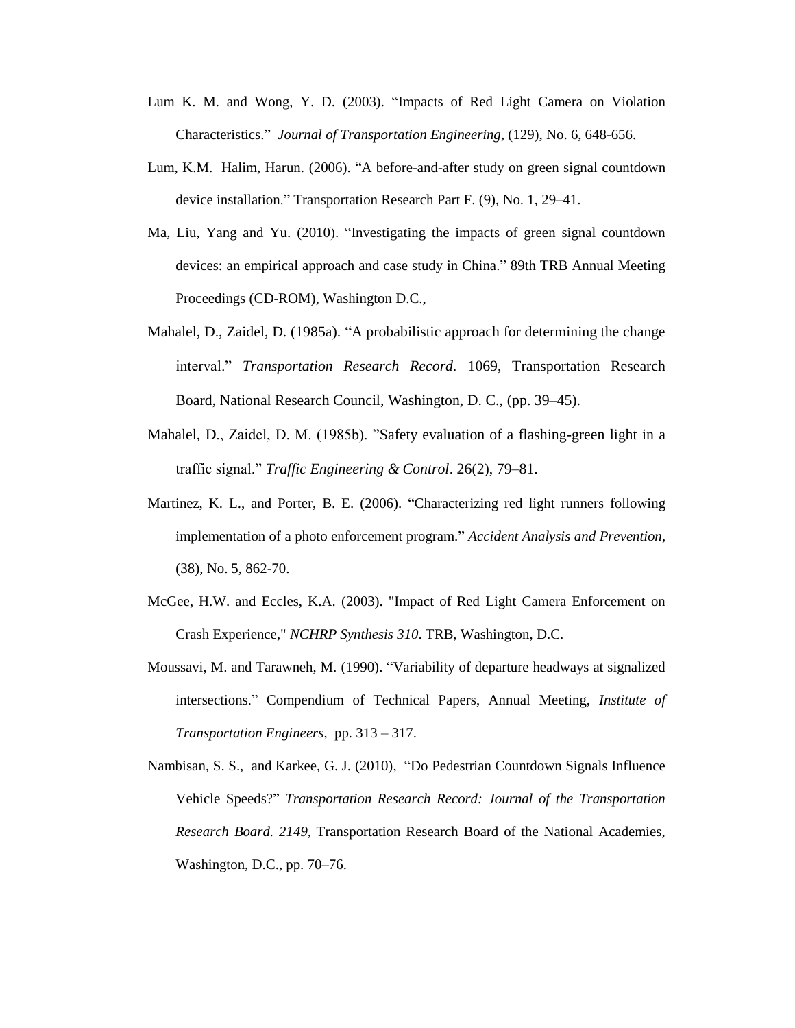Lum K. M. and Wong, Y. D. (2003). "Impacts of Red Light Camera on Violation Characteristics." *Journal of Transportation Engineering*, (129), No. 6, 648-656.

Lum, K.M. Halim, Harun. (2006). "A before-and-after study on green signal countdown device installation." Transportation Research Part F. (9), No. 1, 29–41.

Ma, Liu, Yang and Yu. (2010). "Investigating the impacts of green signal countdown devices: an empirical approach and case study in China." 89th TRB Annual Meeting Proceedings (CD-ROM), Washington D.C.,

Mahalel, D., Zaidel, D. (1985a). "A probabilistic approach for determining the change interval." *Transportation Research Record*. 1069, Transportation Research Board, National Research Council, Washington, D. C., (pp. 39–45).

Mahalel, D., Zaidel, D. M. (1985b). "Safety evaluation of a flashing-green light in a traffic signal." *Traffic Engineering & Control*. 26(2), 79–81.

Martinez, K. L., and Porter, B. E. (2006). "Characterizing red light runners following implementation of a photo enforcement program." *Accident Analysis and Prevention*, (38), No. 5, 862-70.

McGee, H.W. and Eccles, K.A. (2003). "Impact of Red Light Camera Enforcement on Crash Experience," *NCHRP Synthesis 310*. TRB, Washington, D.C.

Moussavi, M. and Tarawneh, M. (1990). "Variability of departure headways at signalized intersections." Compendium of Technical Papers, Annual Meeting, *Institute of Transportation Engineers*, pp. 313 – 317.

Nambisan, S. S., and Karkee, G. J. (2010), "Do Pedestrian Countdown Signals Influence Vehicle Speeds?" *Transportation Research Record: Journal of the Transportation Research Board. 2149*, Transportation Research Board of the National Academies, Washington, D.C., pp. 70–76.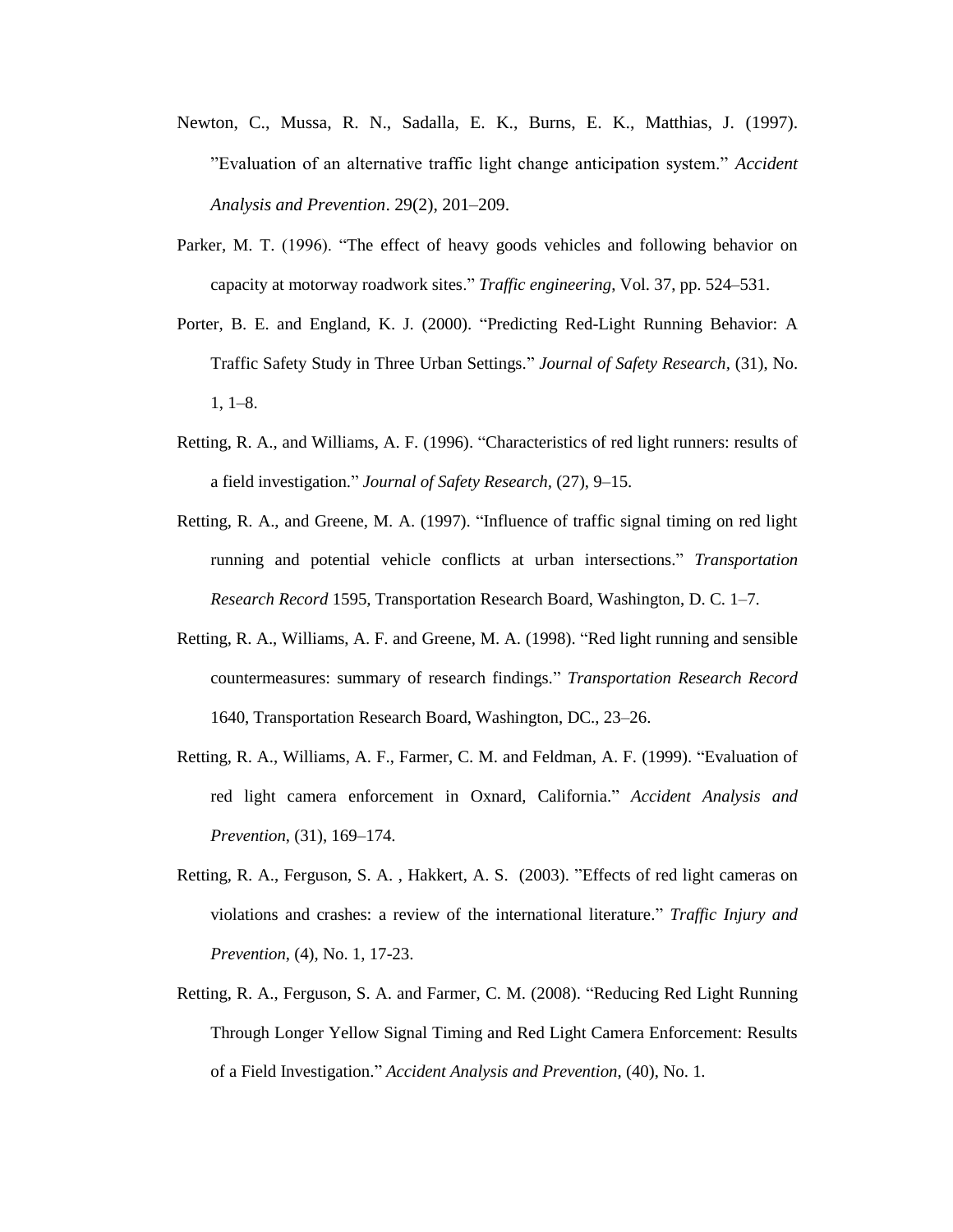Newton, C., Mussa, R. N., Sadalla, E. K., Burns, E. K., Matthias, J. (1997). ”Evaluation of an alternative traffic light change anticipation system.” *Accident Analysis and Prevention*. 29(2), 201–209.

Parker, M. T. (1996). “The effect of heavy goods vehicles and following behavior on capacity at motorway roadwork sites.” *Traffic engineering*, Vol. 37, pp. 524–531.

Porter, B. E. and England, K. J. (2000). “Predicting Red-Light Running Behavior: A Traffic Safety Study in Three Urban Settings.” *Journal of Safety Research*, (31), No. 1, 1–8.

Retting, R. A., and Williams, A. F. (1996). “Characteristics of red light runners: results of a field investigation.” *Journal of Safety Research*, (27), 9–15.

Retting, R. A., and Greene, M. A. (1997). “Influence of traffic signal timing on red light running and potential vehicle conflicts at urban intersections.” *Transportation Research Record* 1595, Transportation Research Board, Washington, D. C. 1–7.

Retting, R. A., Williams, A. F. and Greene, M. A. (1998). “Red light running and sensible countermeasures: summary of research findings.” *Transportation Research Record* 1640, Transportation Research Board, Washington, DC., 23–26.

Retting, R. A., Williams, A. F., Farmer, C. M. and Feldman, A. F. (1999). “Evaluation of red light camera enforcement in Oxnard, California.” *Accident Analysis and Prevention*, (31), 169–174.

Retting, R. A., Ferguson, S. A. , Hakkert, A. S. (2003). ”Effects of red light cameras on violations and crashes: a review of the international literature.” *Traffic Injury and Prevention*, (4), No. 1, 17-23.

Retting, R. A., Ferguson, S. A. and Farmer, C. M. (2008). “Reducing Red Light Running Through Longer Yellow Signal Timing and Red Light Camera Enforcement: Results of a Field Investigation.” *Accident Analysis and Prevention*, (40), No. 1.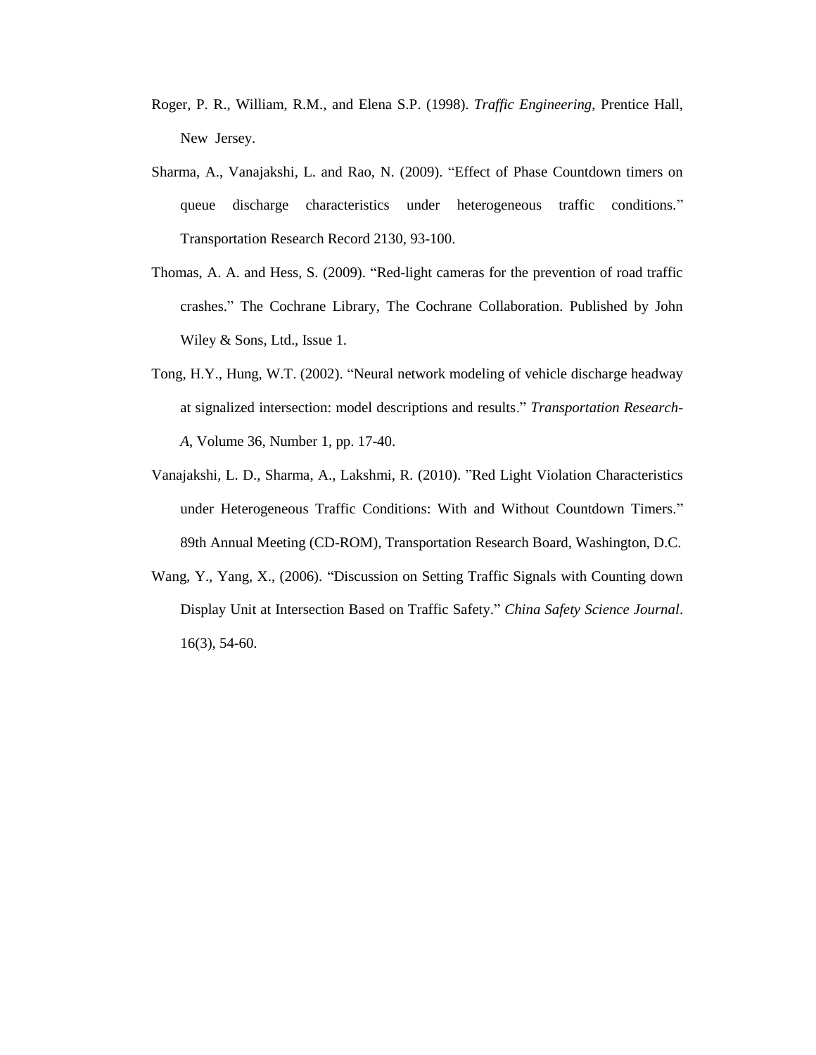Roger, P. R., William, R.M., and Elena S.P. (1998). *Traffic Engineering*, Prentice Hall, New Jersey.

Sharma, A., Vanajakshi, L. and Rao, N. (2009). "Effect of Phase Countdown timers on queue discharge characteristics under heterogeneous traffic conditions." Transportation Research Record 2130, 93-100.

Thomas, A. A. and Hess, S. (2009). "Red-light cameras for the prevention of road traffic crashes." The Cochrane Library, The Cochrane Collaboration. Published by John Wiley & Sons, Ltd., Issue 1.

Tong, H.Y., Hung, W.T. (2002). "Neural network modeling of vehicle discharge headway at signalized intersection: model descriptions and results." *Transportation Research-A*, Volume 36, Number 1, pp. 17-40.

Vanajakshi, L. D., Sharma, A., Lakshmi, R. (2010). "Red Light Violation Characteristics under Heterogeneous Traffic Conditions: With and Without Countdown Timers." 89th Annual Meeting (CD-ROM), Transportation Research Board, Washington, D.C.

Wang, Y., Yang, X., (2006). "Discussion on Setting Traffic Signals with Counting down Display Unit at Intersection Based on Traffic Safety." *China Safety Science Journal*. 16(3), 54-60.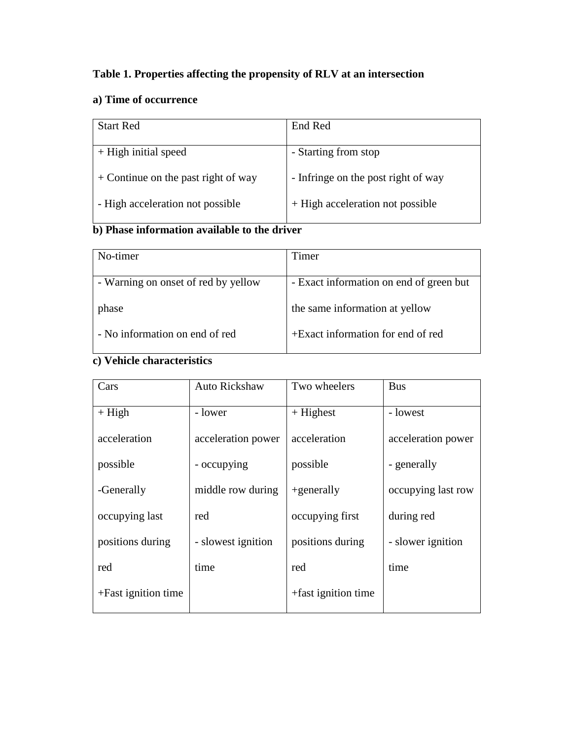**Table 1. Properties affecting the propensity of RLV at an intersection**

**a) Time of occurrence**

| Start Red | End Red |
|---|---|
| + High initial speed<br>+ Continue on the past right of way<br>- High acceleration not possible | - Starting from stop<br>- Infringe on the post right of way<br>+ High acceleration not possible |

**b) Phase information available to the driver**

| No-timer | Timer |
|---|---|
| - Warning on onset of red by yellow phase<br>- No information on end of red | - Exact information on end of green but the same information at yellow<br>+Exact information for end of red |

**c) Vehicle characteristics**

| Cars | Auto Rickshaw | Two wheelers | Bus |
|---|---|---|---|
| + High acceleration possible<br>-Generally occupying last positions during red<br>+Fast ignition time | - lower acceleration power<br>- occupying middle row during red<br>- slowest ignition time | + Highest acceleration possible<br>+generally occupying first positions during red<br>+fast ignition time | - lowest acceleration power<br>- generally occupying last row during red<br>- slower ignition time |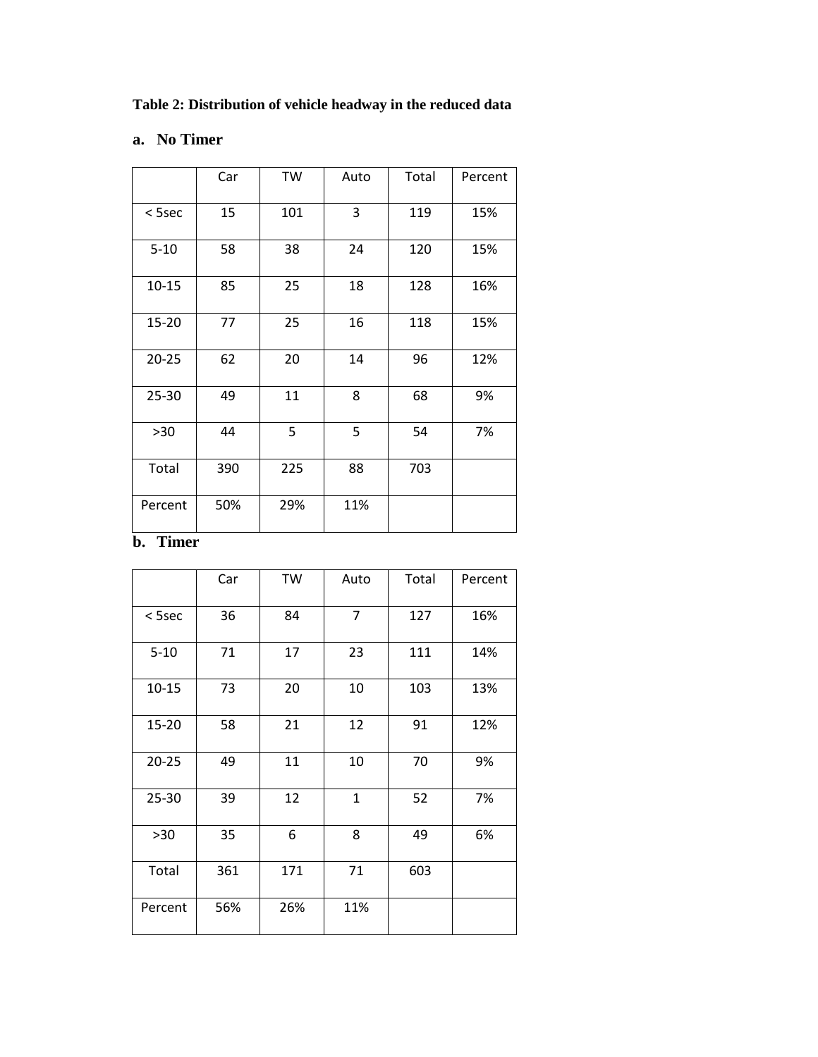**Table 2: Distribution of vehicle headway in the reduced data**

**a. No Timer**

| | Car | TW | Auto | Total | Percent |
|---|---|---|---|---|---|
| < 5sec | 15 | 101 | 3 | 119 | 15% |
| 5-10 | 58 | 38 | 24 | 120 | 15% |
| 10-15 | 85 | 25 | 18 | 128 | 16% |
| 15-20 | 77 | 25 | 16 | 118 | 15% |
| 20-25 | 62 | 20 | 14 | 96 | 12% |
| 25-30 | 49 | 11 | 8 | 68 | 9% |
| >30 | 44 | 5 | 5 | 54 | 7% |
| Total | 390 | 225 | 88 | 703 | |
| Percent | 50% | 29% | 11% | | |

**b. Timer**

| | Car | TW | Auto | Total | Percent |
|---|---|---|---|---|---|
| < 5sec | 36 | 84 | 7 | 127 | 16% |
| 5-10 | 71 | 17 | 23 | 111 | 14% |
| 10-15 | 73 | 20 | 10 | 103 | 13% |
| 15-20 | 58 | 21 | 12 | 91 | 12% |
| 20-25 | 49 | 11 | 10 | 70 | 9% |
| 25-30 | 39 | 12 | 1 | 52 | 7% |
| >30 | 35 | 6 | 8 | 49 | 6% |
| Total | 361 | 171 | 71 | 603 | |
| Percent | 56% | 26% | 11% | | |